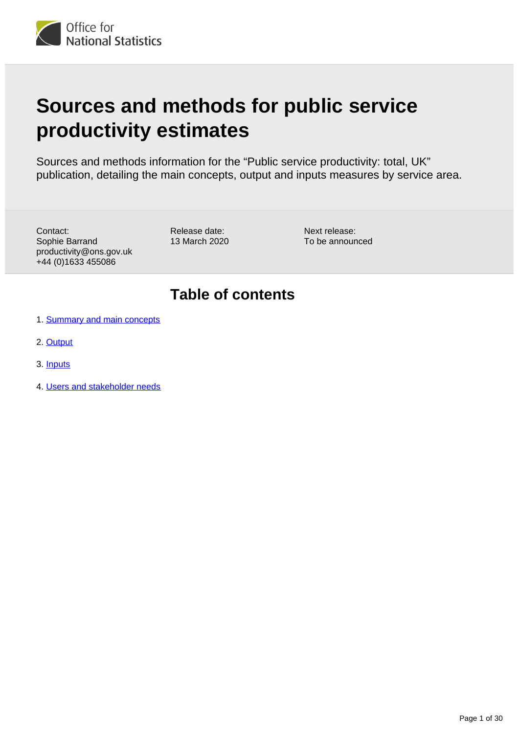# Sources and methods for public service productivity estimates

Sources and methods information for the "Public service productivity: total, UK" publication, detailing the main concepts, output and inputs measures by service area.

Contact:
Sophie Barrand
productivity@ons.gov.uk
+44 (0)1633 455086

Release date:
13 March 2020

Next release:
To be announced

## Table of contents

1. Summary and main concepts
2. Output
3. Inputs
4. Users and stakeholder needs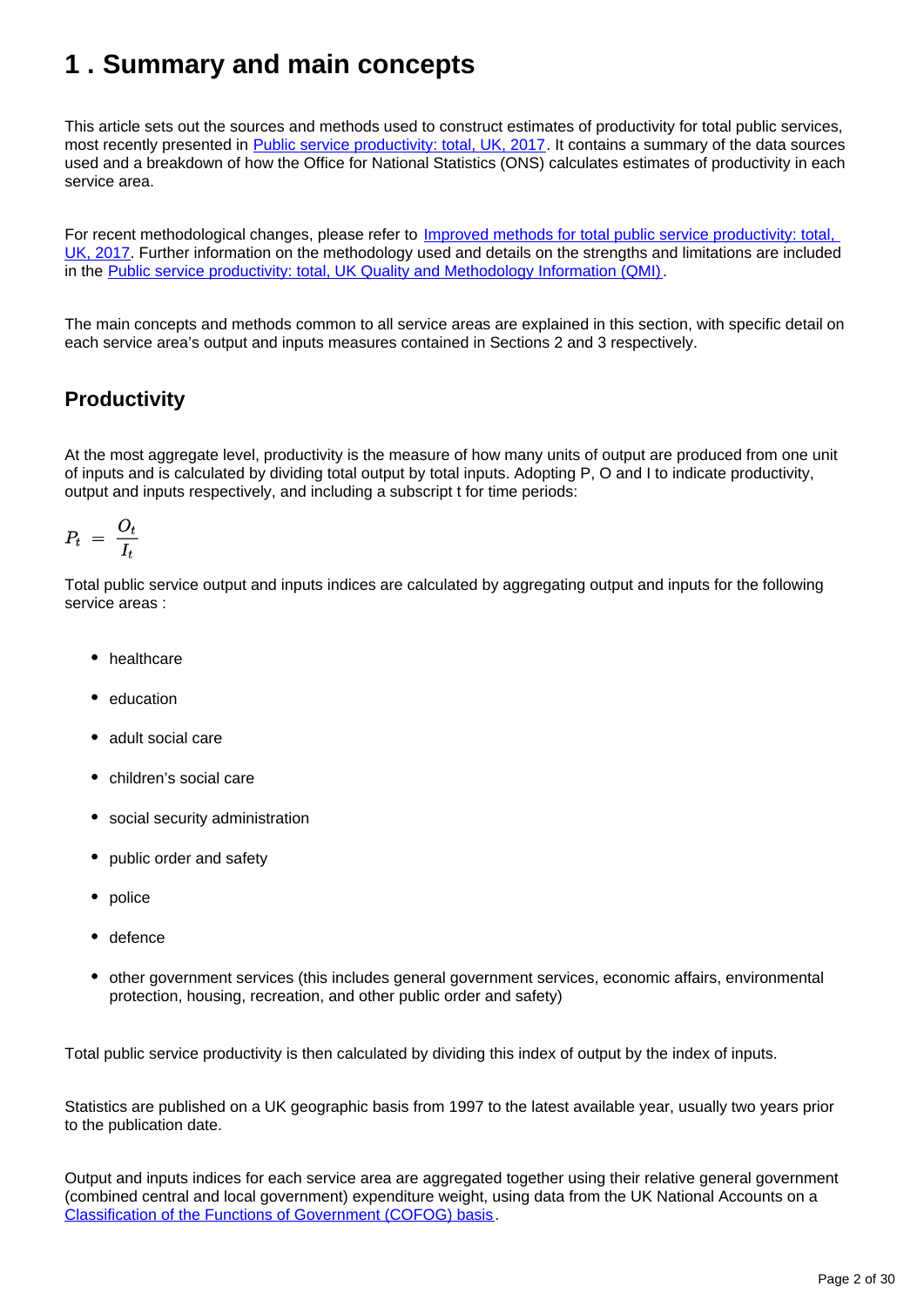# 1 . Summary and main concepts

This article sets out the sources and methods used to construct estimates of productivity for total public services, most recently presented in [Public service productivity: total, UK, 2017](). It contains a summary of the data sources used and a breakdown of how the Office for National Statistics (ONS) calculates estimates of productivity in each service area.

For recent methodological changes, please refer to [Improved methods for total public service productivity: total, UK, 2017](). Further information on the methodology used and details on the strengths and limitations are included in the [Public service productivity: total, UK Quality and Methodology Information (QMI)]().

The main concepts and methods common to all service areas are explained in this section, with specific detail on each service area's output and inputs measures contained in Sections 2 and 3 respectively.

## Productivity

At the most aggregate level, productivity is the measure of how many units of output are produced from one unit of inputs and is calculated by dividing total output by total inputs. Adopting P, O and I to indicate productivity, output and inputs respectively, and including a subscript t for time periods:

$$P_t = \frac{O_t}{I_t}$$

Total public service output and inputs indices are calculated by aggregating output and inputs for the following service areas :

- healthcare
- education
- adult social care
- children's social care
- social security administration
- public order and safety
- police
- defence
- other government services (this includes general government services, economic affairs, environmental protection, housing, recreation, and other public order and safety)

Total public service productivity is then calculated by dividing this index of output by the index of inputs.

Statistics are published on a UK geographic basis from 1997 to the latest available year, usually two years prior to the publication date.

Output and inputs indices for each service area are aggregated together using their relative general government (combined central and local government) expenditure weight, using data from the UK National Accounts on a [Classification of the Functions of Government (COFOG) basis]().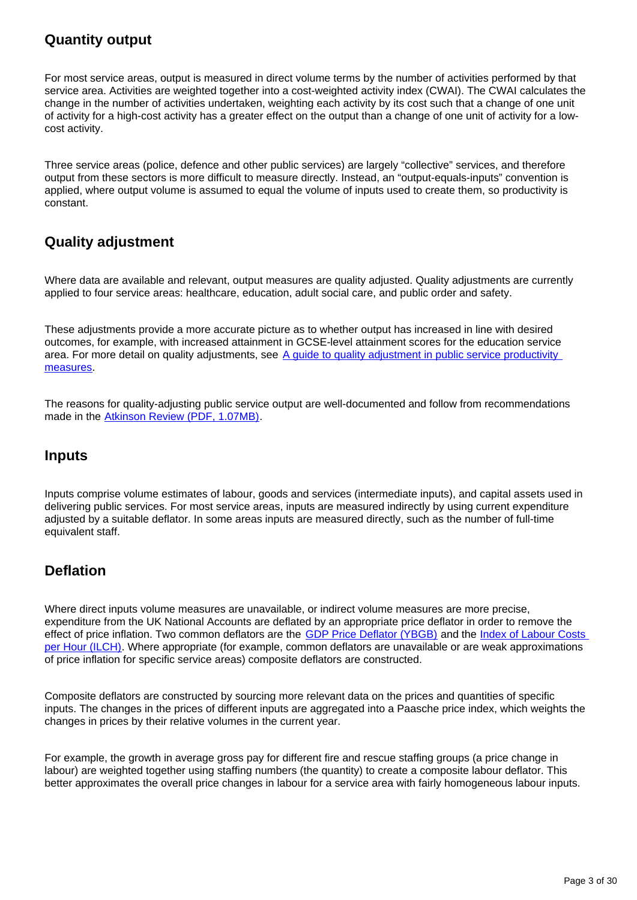## Quantity output

For most service areas, output is measured in direct volume terms by the number of activities performed by that service area. Activities are weighted together into a cost-weighted activity index (CWAI). The CWAI calculates the change in the number of activities undertaken, weighting each activity by its cost such that a change of one unit of activity for a high-cost activity has a greater effect on the output than a change of one unit of activity for a low-cost activity.

Three service areas (police, defence and other public services) are largely "collective" services, and therefore output from these sectors is more difficult to measure directly. Instead, an "output-equals-inputs" convention is applied, where output volume is assumed to equal the volume of inputs used to create them, so productivity is constant.

## Quality adjustment

Where data are available and relevant, output measures are quality adjusted. Quality adjustments are currently applied to four service areas: healthcare, education, adult social care, and public order and safety.

These adjustments provide a more accurate picture as to whether output has increased in line with desired outcomes, for example, with increased attainment in GCSE-level attainment scores for the education service area. For more detail on quality adjustments, see [A guide to quality adjustment in public service productivity measures](#).

The reasons for quality-adjusting public service output are well-documented and follow from recommendations made in the [Atkinson Review (PDF, 1.07MB)](#).

## Inputs

Inputs comprise volume estimates of labour, goods and services (intermediate inputs), and capital assets used in delivering public services. For most service areas, inputs are measured indirectly by using current expenditure adjusted by a suitable deflator. In some areas inputs are measured directly, such as the number of full-time equivalent staff.

## Deflation

Where direct inputs volume measures are unavailable, or indirect volume measures are more precise, expenditure from the UK National Accounts are deflated by an appropriate price deflator in order to remove the effect of price inflation. Two common deflators are the [GDP Price Deflator (YBGB)](#) and the [Index of Labour Costs per Hour (ILCH)](#). Where appropriate (for example, common deflators are unavailable or are weak approximations of price inflation for specific service areas) composite deflators are constructed.

Composite deflators are constructed by sourcing more relevant data on the prices and quantities of specific inputs. The changes in the prices of different inputs are aggregated into a Paasche price index, which weights the changes in prices by their relative volumes in the current year.

For example, the growth in average gross pay for different fire and rescue staffing groups (a price change in labour) are weighted together using staffing numbers (the quantity) to create a composite labour deflator. This better approximates the overall price changes in labour for a service area with fairly homogeneous labour inputs.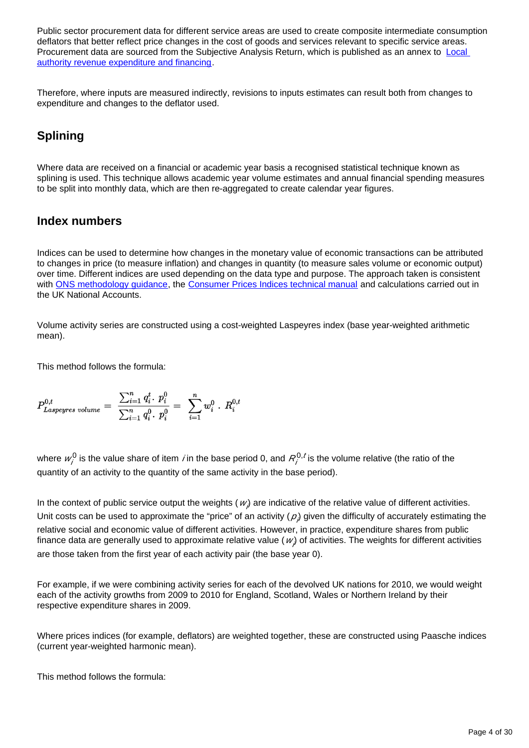Public sector procurement data for different service areas are used to create composite intermediate consumption deflators that better reflect price changes in the cost of goods and services relevant to specific service areas. Procurement data are sourced from the Subjective Analysis Return, which is published as an annex to [Local authority revenue expenditure and financing](#).

Therefore, where inputs are measured indirectly, revisions to inputs estimates can result both from changes to expenditure and changes to the deflator used.

## Splining

Where data are received on a financial or academic year basis a recognised statistical technique known as splining is used. This technique allows academic year volume estimates and annual financial spending measures to be split into monthly data, which are then re-aggregated to create calendar year figures.

## Index numbers

Indices can be used to determine how changes in the monetary value of economic transactions can be attributed to changes in price (to measure inflation) and changes in quantity (to measure sales volume or economic output) over time. Different indices are used depending on the data type and purpose. The approach taken is consistent with [ONS methodology guidance](#), the [Consumer Prices Indices technical manual](#) and calculations carried out in the UK National Accounts.

Volume activity series are constructed using a cost-weighted Laspeyres index (base year-weighted arithmetic mean).

This method follows the formula:

$$P^{0,t}_{Laspeyres\ volume} = \frac{\sum_{i=1}^{n} q_i^t \cdot p_i^0}{\sum_{i=1}^{n} q_i^0 \cdot p_i^0} = \sum_{i=1}^{n} w_i^0 \cdot R_i^{0,t}$$

where $w_i^0$ is the value share of item $i$ in the base period 0, and $R_i^{0,t}$ is the volume relative (the ratio of the quantity of an activity to the quantity of the same activity in the base period).

In the context of public service output the weights ($w_i$) are indicative of the relative value of different activities. Unit costs can be used to approximate the "price" of an activity ($p_i$) given the difficulty of accurately estimating the relative social and economic value of different activities. However, in practice, expenditure shares from public finance data are generally used to approximate relative value ($w_i$) of activities. The weights for different activities are those taken from the first year of each activity pair (the base year 0).

For example, if we were combining activity series for each of the devolved UK nations for 2010, we would weight each of the activity growths from 2009 to 2010 for England, Scotland, Wales or Northern Ireland by their respective expenditure shares in 2009.

Where prices indices (for example, deflators) are weighted together, these are constructed using Paasche indices (current year-weighted harmonic mean).

This method follows the formula: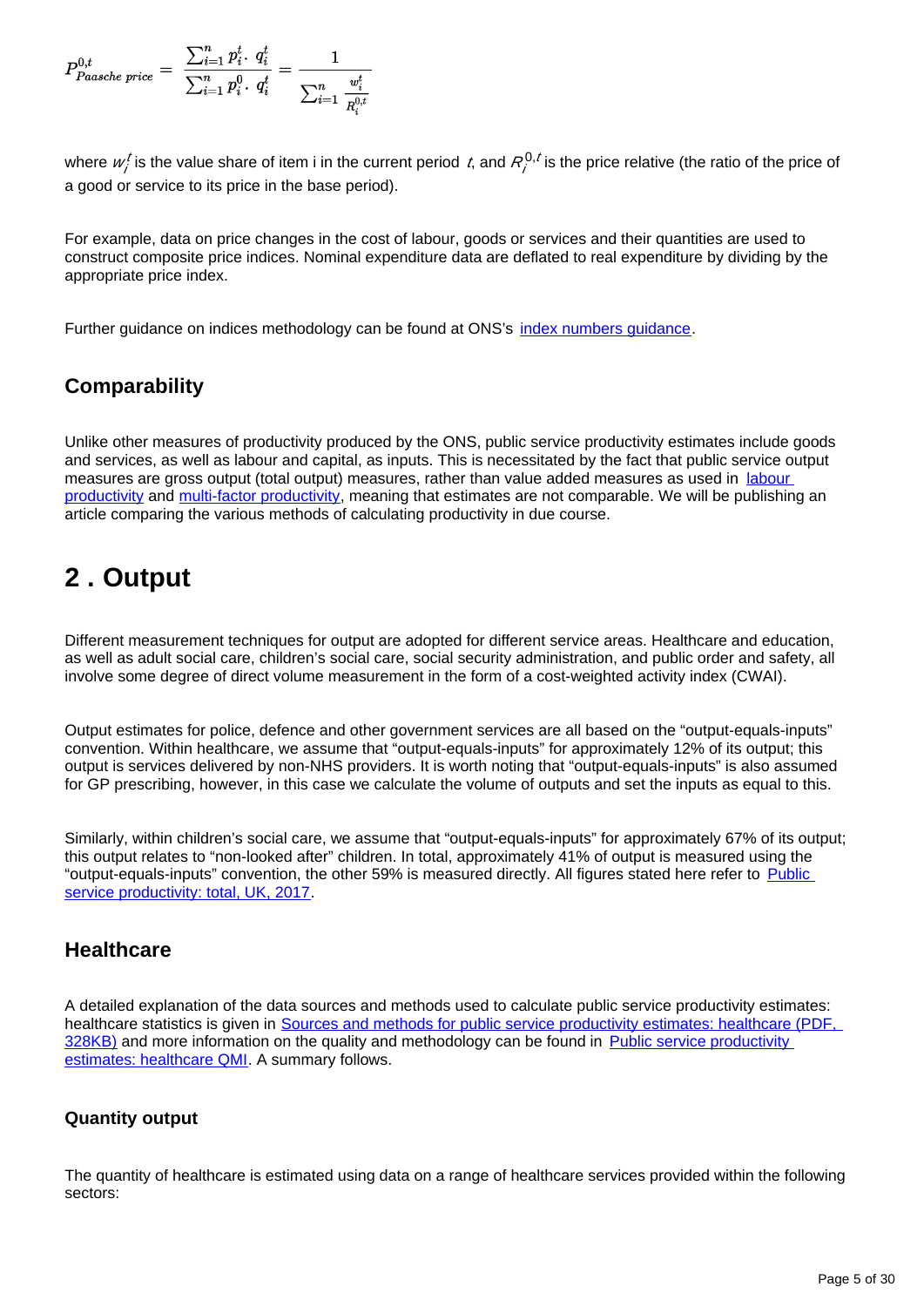$$P_{Paasche\ price}^{0,t} = \frac{\sum_{i=1}^{n} p_i^t \cdot q_i^t}{\sum_{i=1}^{n} p_i^0 \cdot q_i^t} = \frac{1}{\sum_{i=1}^{n} \frac{w_i^t}{R_i^{0,t}}}$$

where $w_i^t$ is the value share of item i in the current period $t$, and $R_i^{0,t}$ is the price relative (the ratio of the price of a good or service to its price in the base period).

For example, data on price changes in the cost of labour, goods or services and their quantities are used to construct composite price indices. Nominal expenditure data are deflated to real expenditure by dividing by the appropriate price index.

Further guidance on indices methodology can be found at ONS's index numbers guidance.

### Comparability

Unlike other measures of productivity produced by the ONS, public service productivity estimates include goods and services, as well as labour and capital, as inputs. This is necessitated by the fact that public service output measures are gross output (total output) measures, rather than value added measures as used in labour productivity and multi-factor productivity, meaning that estimates are not comparable. We will be publishing an article comparing the various methods of calculating productivity in due course.

## 2 . Output

Different measurement techniques for output are adopted for different service areas. Healthcare and education, as well as adult social care, children's social care, social security administration, and public order and safety, all involve some degree of direct volume measurement in the form of a cost-weighted activity index (CWAI).

Output estimates for police, defence and other government services are all based on the "output-equals-inputs" convention. Within healthcare, we assume that "output-equals-inputs" for approximately 12% of its output; this output is services delivered by non-NHS providers. It is worth noting that "output-equals-inputs" is also assumed for GP prescribing, however, in this case we calculate the volume of outputs and set the inputs as equal to this.

Similarly, within children's social care, we assume that "output-equals-inputs" for approximately 67% of its output; this output relates to "non-looked after" children. In total, approximately 41% of output is measured using the "output-equals-inputs" convention, the other 59% is measured directly. All figures stated here refer to Public service productivity: total, UK, 2017.

### Healthcare

A detailed explanation of the data sources and methods used to calculate public service productivity estimates: healthcare statistics is given in Sources and methods for public service productivity estimates: healthcare (PDF, 328KB) and more information on the quality and methodology can be found in Public service productivity estimates: healthcare QMI. A summary follows.

#### Quantity output

The quantity of healthcare is estimated using data on a range of healthcare services provided within the following sectors: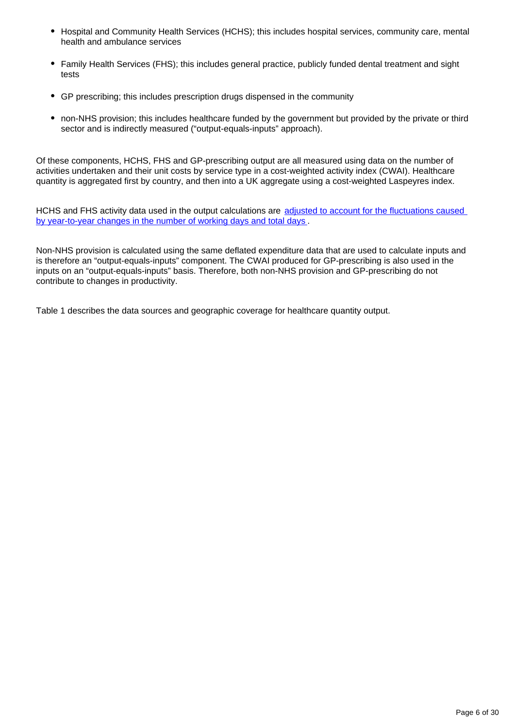- Hospital and Community Health Services (HCHS); this includes hospital services, community care, mental health and ambulance services
- Family Health Services (FHS); this includes general practice, publicly funded dental treatment and sight tests
- GP prescribing; this includes prescription drugs dispensed in the community
- non-NHS provision; this includes healthcare funded by the government but provided by the private or third sector and is indirectly measured ("output-equals-inputs" approach).

Of these components, HCHS, FHS and GP-prescribing output are all measured using data on the number of activities undertaken and their unit costs by service type in a cost-weighted activity index (CWAI). Healthcare quantity is aggregated first by country, and then into a UK aggregate using a cost-weighted Laspeyres index.

HCHS and FHS activity data used in the output calculations are [adjusted to account for the fluctuations caused by year-to-year changes in the number of working days and total days](). 

Non-NHS provision is calculated using the same deflated expenditure data that are used to calculate inputs and is therefore an "output-equals-inputs" component. The CWAI produced for GP-prescribing is also used in the inputs on an "output-equals-inputs" basis. Therefore, both non-NHS provision and GP-prescribing do not contribute to changes in productivity.

Table 1 describes the data sources and geographic coverage for healthcare quantity output.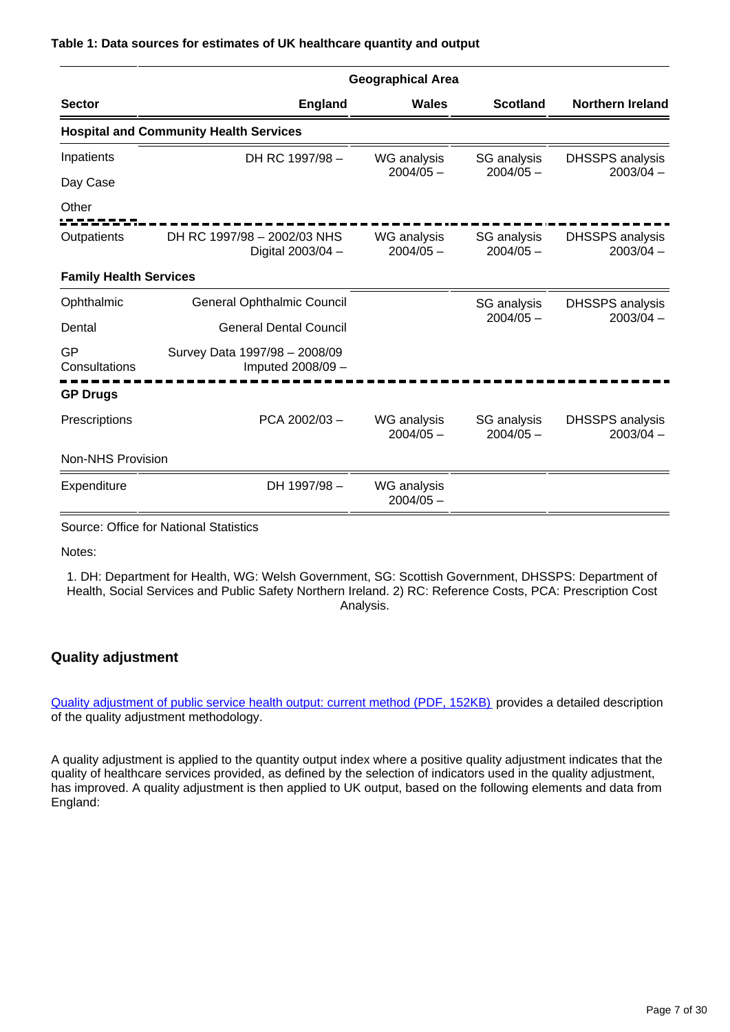**Table 1: Data sources for estimates of UK healthcare quantity and output**

| | Geographical Area | | | |
|---|---|---|---|---|
| **Sector** | **England** | **Wales** | **Scotland** | **Northern Ireland** |
| **Hospital and Community Health Services** | | | | |
| Inpatients | DH RC 1997/98 – | WG analysis 2004/05 – | SG analysis 2004/05 – | DHSSPS analysis 2003/04 – |
| Day Case | | | | |
| Other | | | | |
| Outpatients | DH RC 1997/98 – 2002/03 NHS Digital 2003/04 – | WG analysis 2004/05 – | SG analysis 2004/05 – | DHSSPS analysis 2003/04 – |
| **Family Health Services** | | | | |
| Ophthalmic | General Ophthalmic Council | | SG analysis 2004/05 – | DHSSPS analysis 2003/04 – |
| Dental | General Dental Council | | | |
| GP Consultations | Survey Data 1997/98 – 2008/09 Imputed 2008/09 – | | | |
| **GP Drugs** | | | | |
| Prescriptions | PCA 2002/03 – | WG analysis 2004/05 – | SG analysis 2004/05 – | DHSSPS analysis 2003/04 – |
| Non-NHS Provision | | | | |
| Expenditure | DH 1997/98 – | WG analysis 2004/05 – | | |

Source: Office for National Statistics

Notes:

1. DH: Department for Health, WG: Welsh Government, SG: Scottish Government, DHSSPS: Department of Health, Social Services and Public Safety Northern Ireland. 2) RC: Reference Costs, PCA: Prescription Cost Analysis.

## Quality adjustment

Quality adjustment of public service health output: current method (PDF, 152KB) provides a detailed description of the quality adjustment methodology.

A quality adjustment is applied to the quantity output index where a positive quality adjustment indicates that the quality of healthcare services provided, as defined by the selection of indicators used in the quality adjustment, has improved. A quality adjustment is then applied to UK output, based on the following elements and data from England: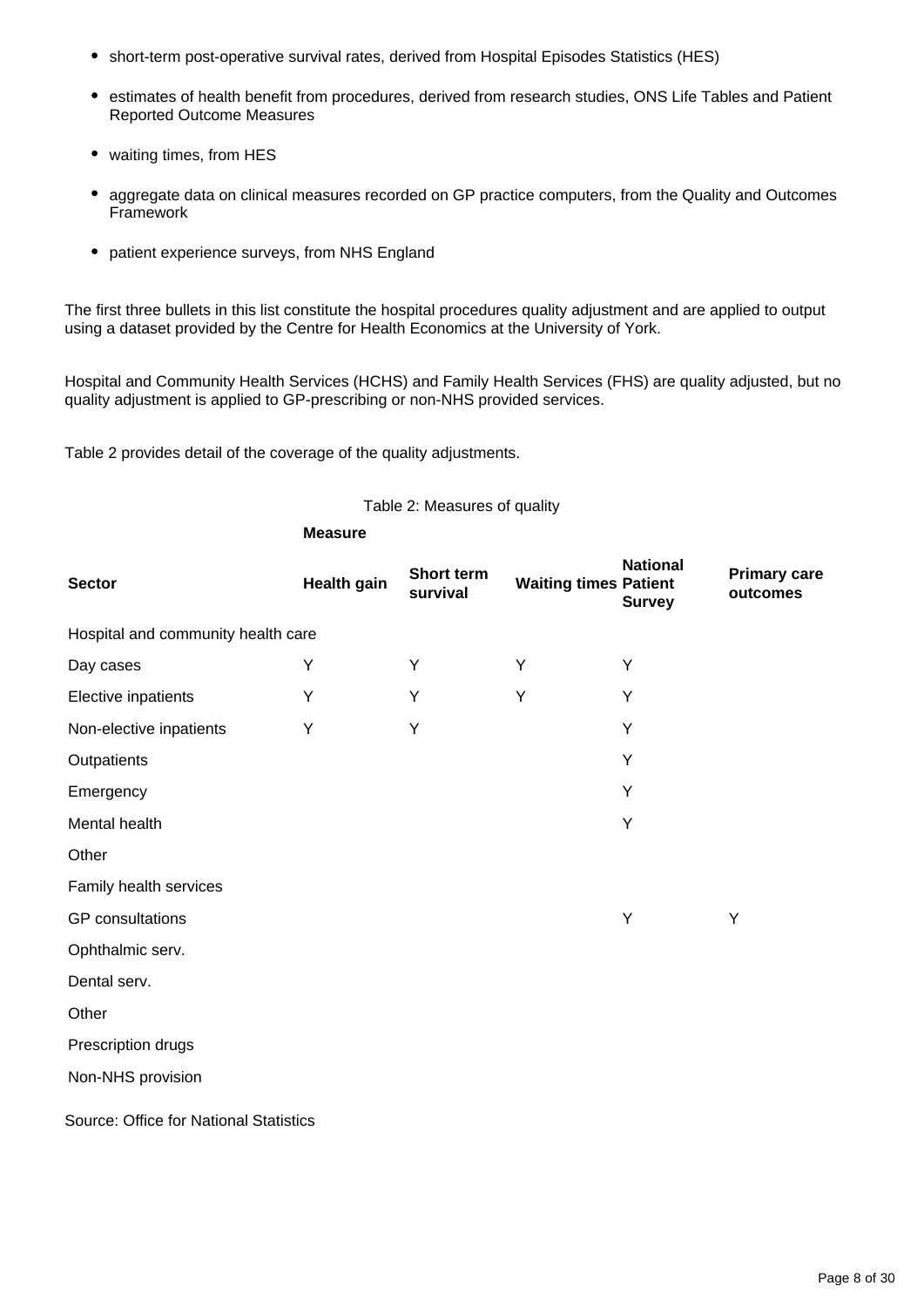- short-term post-operative survival rates, derived from Hospital Episodes Statistics (HES)
- estimates of health benefit from procedures, derived from research studies, ONS Life Tables and Patient Reported Outcome Measures
- waiting times, from HES
- aggregate data on clinical measures recorded on GP practice computers, from the Quality and Outcomes Framework
- patient experience surveys, from NHS England

The first three bullets in this list constitute the hospital procedures quality adjustment and are applied to output using a dataset provided by the Centre for Health Economics at the University of York.

Hospital and Community Health Services (HCHS) and Family Health Services (FHS) are quality adjusted, but no quality adjustment is applied to GP-prescribing or non-NHS provided services.

Table 2 provides detail of the coverage of the quality adjustments.

Table 2: Measures of quality

| | **Measure** | | | | |
|---|---|---|---|---|---|
| **Sector** | **Health gain** | **Short term survival** | **Waiting times** | **National Patient Survey** | **Primary care outcomes** |
| Hospital and community health care | | | | | |
| Day cases | Y | Y | Y | Y | |
| Elective inpatients | Y | Y | Y | Y | |
| Non-elective inpatients | Y | Y | | Y | |
| Outpatients | | | | Y | |
| Emergency | | | | Y | |
| Mental health | | | | Y | |
| Other | | | | | |
| Family health services | | | | | |
| GP consultations | | | | Y | Y |
| Ophthalmic serv. | | | | | |
| Dental serv. | | | | | |
| Other | | | | | |
| Prescription drugs | | | | | |
| Non-NHS provision | | | | | |

Source: Office for National Statistics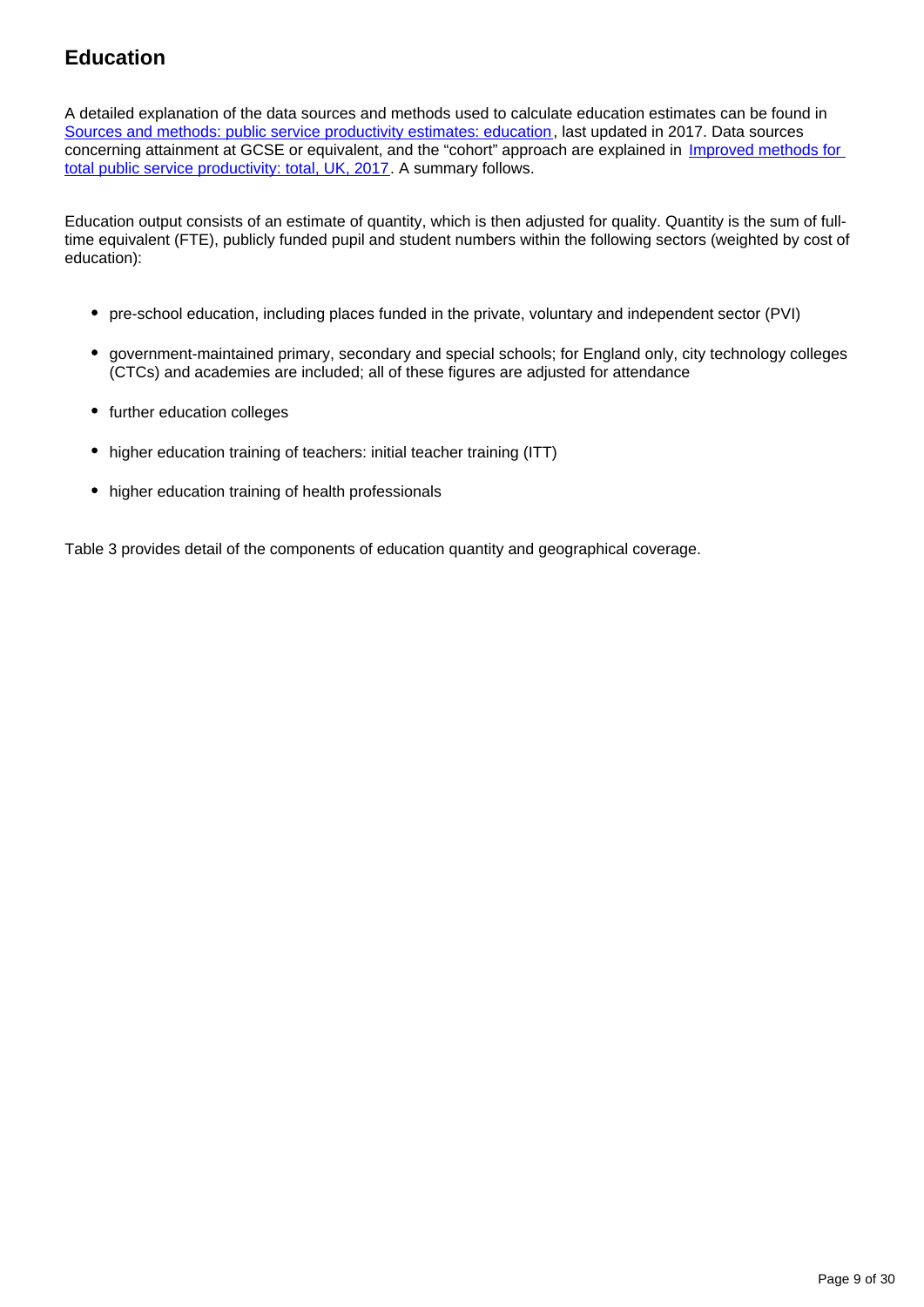## Education

A detailed explanation of the data sources and methods used to calculate education estimates can be found in [Sources and methods: public service productivity estimates: education](), last updated in 2017. Data sources concerning attainment at GCSE or equivalent, and the "cohort" approach are explained in [Improved methods for total public service productivity: total, UK, 2017](). A summary follows.

Education output consists of an estimate of quantity, which is then adjusted for quality. Quantity is the sum of full-time equivalent (FTE), publicly funded pupil and student numbers within the following sectors (weighted by cost of education):

- pre-school education, including places funded in the private, voluntary and independent sector (PVI)
- government-maintained primary, secondary and special schools; for England only, city technology colleges (CTCs) and academies are included; all of these figures are adjusted for attendance
- further education colleges
- higher education training of teachers: initial teacher training (ITT)
- higher education training of health professionals

Table 3 provides detail of the components of education quantity and geographical coverage.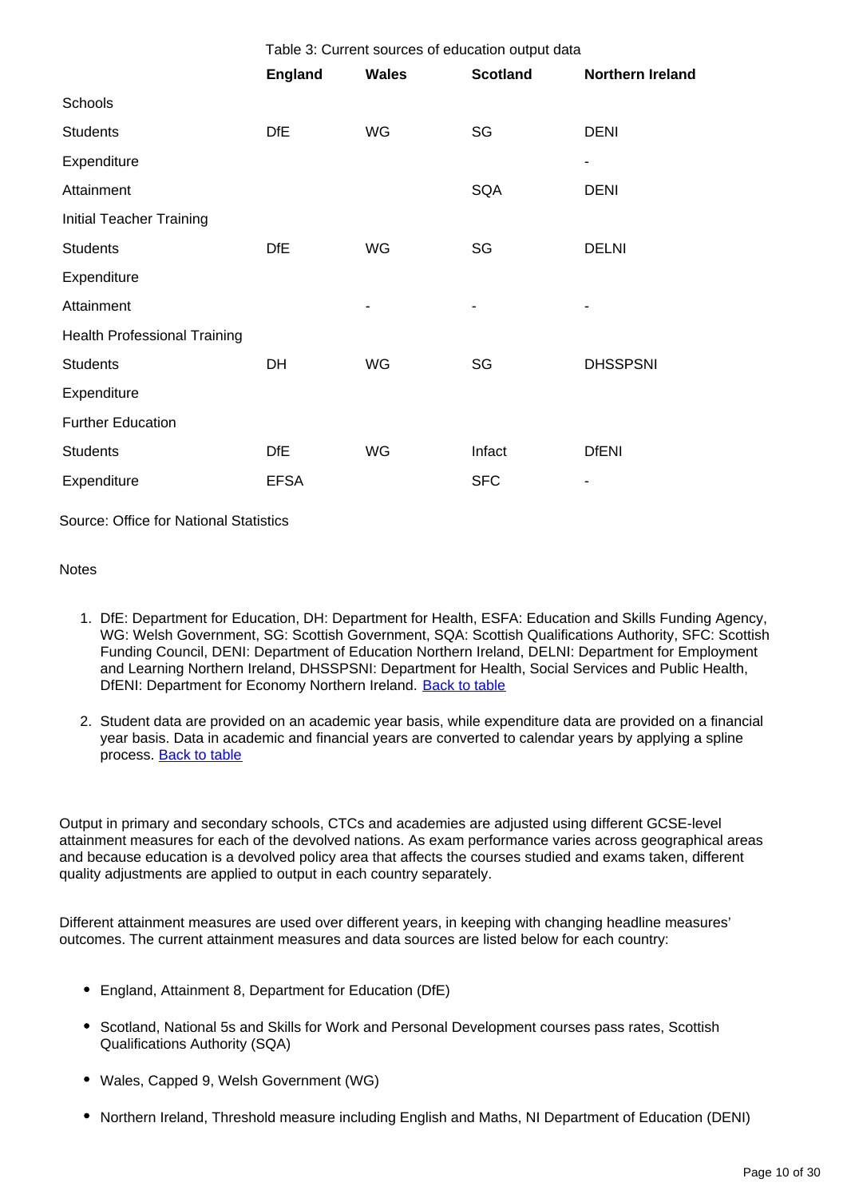Table 3: Current sources of education output data

| | England | Wales | Scotland | Northern Ireland |
|---|---|---|---|---|
| Schools | | | | |
| Students | DfE | WG | SG | DENI |
| Expenditure | | | | - |
| Attainment | | | SQA | DENI |
| Initial Teacher Training | | | | |
| Students | DfE | WG | SG | DELNI |
| Expenditure | | | | |
| Attainment | | - | - | - |
| Health Professional Training | | | | |
| Students | DH | WG | SG | DHSSPSNI |
| Expenditure | | | | |
| Further Education | | | | |
| Students | DfE | WG | Infact | DfENI |
| Expenditure | EFSA | | SFC | - |

Source: Office for National Statistics

Notes

1. DfE: Department for Education, DH: Department for Health, ESFA: Education and Skills Funding Agency, WG: Welsh Government, SG: Scottish Government, SQA: Scottish Qualifications Authority, SFC: Scottish Funding Council, DENI: Department of Education Northern Ireland, DELNI: Department for Employment and Learning Northern Ireland, DHSSPSNI: Department for Health, Social Services and Public Health, DfENI: Department for Economy Northern Ireland. Back to table

2. Student data are provided on an academic year basis, while expenditure data are provided on a financial year basis. Data in academic and financial years are converted to calendar years by applying a spline process. Back to table

Output in primary and secondary schools, CTCs and academies are adjusted using different GCSE-level attainment measures for each of the devolved nations. As exam performance varies across geographical areas and because education is a devolved policy area that affects the courses studied and exams taken, different quality adjustments are applied to output in each country separately.

Different attainment measures are used over different years, in keeping with changing headline measures' outcomes. The current attainment measures and data sources are listed below for each country:

- England, Attainment 8, Department for Education (DfE)
- Scotland, National 5s and Skills for Work and Personal Development courses pass rates, Scottish Qualifications Authority (SQA)
- Wales, Capped 9, Welsh Government (WG)
- Northern Ireland, Threshold measure including English and Maths, NI Department of Education (DENI)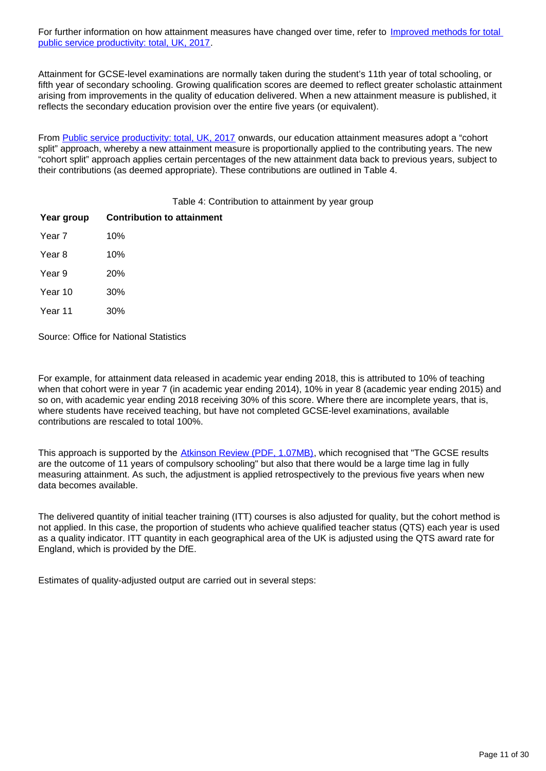For further information on how attainment measures have changed over time, refer to [Improved methods for total public service productivity: total, UK, 2017](#).

Attainment for GCSE-level examinations are normally taken during the student's 11th year of total schooling, or fifth year of secondary schooling. Growing qualification scores are deemed to reflect greater scholastic attainment arising from improvements in the quality of education delivered. When a new attainment measure is published, it reflects the secondary education provision over the entire five years (or equivalent).

From [Public service productivity: total, UK, 2017](#) onwards, our education attainment measures adopt a "cohort split" approach, whereby a new attainment measure is proportionally applied to the contributing years. The new "cohort split" approach applies certain percentages of the new attainment data back to previous years, subject to their contributions (as deemed appropriate). These contributions are outlined in Table 4.

Table 4: Contribution to attainment by year group

| Year group | Contribution to attainment |
| --- | --- |
| Year 7 | 10% |
| Year 8 | 10% |
| Year 9 | 20% |
| Year 10 | 30% |
| Year 11 | 30% |

Source: Office for National Statistics

For example, for attainment data released in academic year ending 2018, this is attributed to 10% of teaching when that cohort were in year 7 (in academic year ending 2014), 10% in year 8 (academic year ending 2015) and so on, with academic year ending 2018 receiving 30% of this score. Where there are incomplete years, that is, where students have received teaching, but have not completed GCSE-level examinations, available contributions are rescaled to total 100%.

This approach is supported by the [Atkinson Review (PDF, 1.07MB)](#), which recognised that "The GCSE results are the outcome of 11 years of compulsory schooling" but also that there would be a large time lag in fully measuring attainment. As such, the adjustment is applied retrospectively to the previous five years when new data becomes available.

The delivered quantity of initial teacher training (ITT) courses is also adjusted for quality, but the cohort method is not applied. In this case, the proportion of students who achieve qualified teacher status (QTS) each year is used as a quality indicator. ITT quantity in each geographical area of the UK is adjusted using the QTS award rate for England, which is provided by the DfE.

Estimates of quality-adjusted output are carried out in several steps: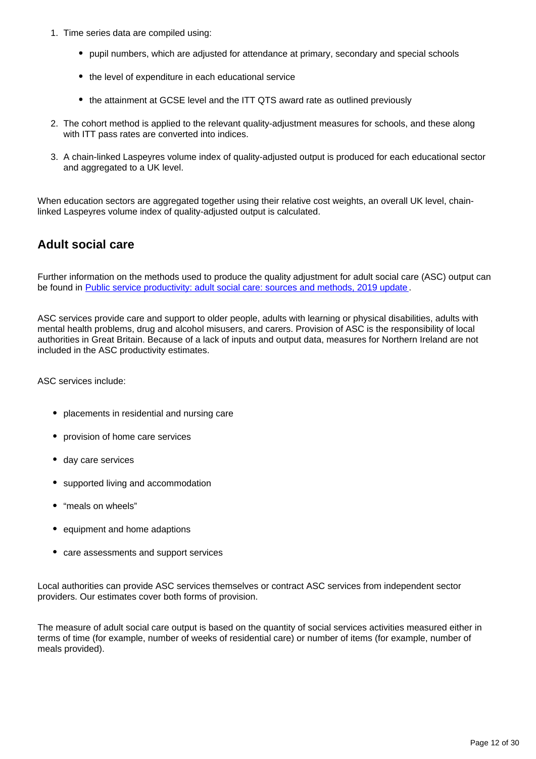1. Time series data are compiled using:
    - pupil numbers, which are adjusted for attendance at primary, secondary and special schools
    - the level of expenditure in each educational service
    - the attainment at GCSE level and the ITT QTS award rate as outlined previously
2. The cohort method is applied to the relevant quality-adjustment measures for schools, and these along with ITT pass rates are converted into indices.
3. A chain-linked Laspeyres volume index of quality-adjusted output is produced for each educational sector and aggregated to a UK level.

When education sectors are aggregated together using their relative cost weights, an overall UK level, chain-linked Laspeyres volume index of quality-adjusted output is calculated.

## Adult social care

Further information on the methods used to produce the quality adjustment for adult social care (ASC) output can be found in [Public service productivity: adult social care: sources and methods, 2019 update](#).

ASC services provide care and support to older people, adults with learning or physical disabilities, adults with mental health problems, drug and alcohol misusers, and carers. Provision of ASC is the responsibility of local authorities in Great Britain. Because of a lack of inputs and output data, measures for Northern Ireland are not included in the ASC productivity estimates.

ASC services include:

- placements in residential and nursing care
- provision of home care services
- day care services
- supported living and accommodation
- "meals on wheels"
- equipment and home adaptions
- care assessments and support services

Local authorities can provide ASC services themselves or contract ASC services from independent sector providers. Our estimates cover both forms of provision.

The measure of adult social care output is based on the quantity of social services activities measured either in terms of time (for example, number of weeks of residential care) or number of items (for example, number of meals provided).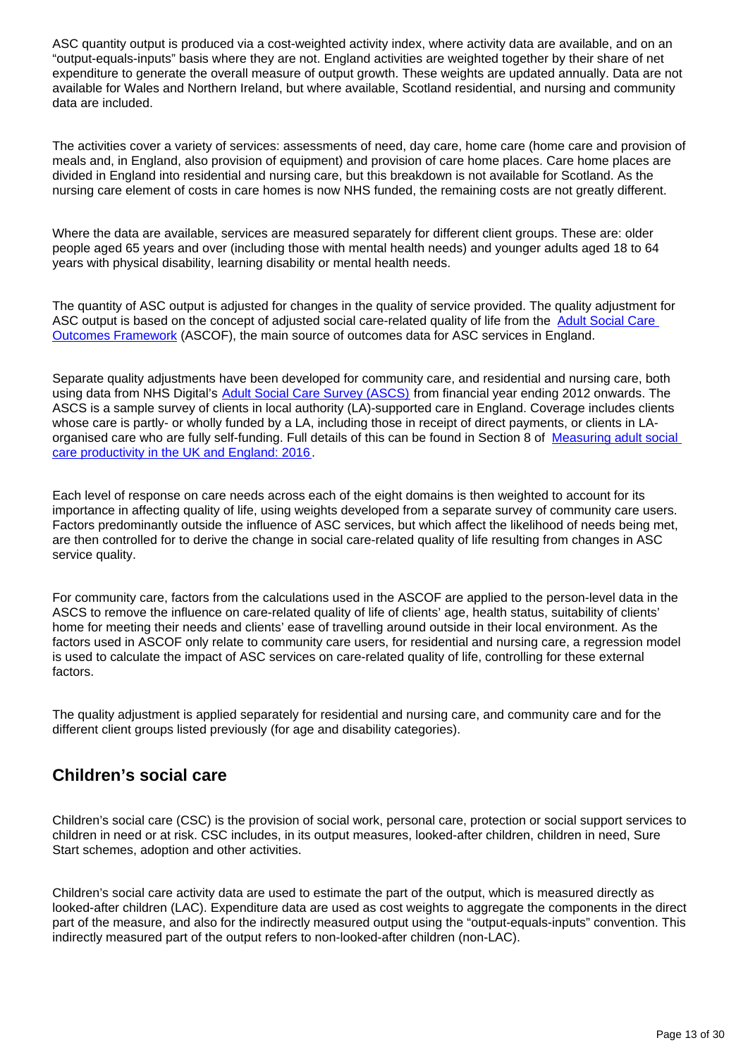ASC quantity output is produced via a cost-weighted activity index, where activity data are available, and on an "output-equals-inputs" basis where they are not. England activities are weighted together by their share of net expenditure to generate the overall measure of output growth. These weights are updated annually. Data are not available for Wales and Northern Ireland, but where available, Scotland residential, and nursing and community data are included.

The activities cover a variety of services: assessments of need, day care, home care (home care and provision of meals and, in England, also provision of equipment) and provision of care home places. Care home places are divided in England into residential and nursing care, but this breakdown is not available for Scotland. As the nursing care element of costs in care homes is now NHS funded, the remaining costs are not greatly different.

Where the data are available, services are measured separately for different client groups. These are: older people aged 65 years and over (including those with mental health needs) and younger adults aged 18 to 64 years with physical disability, learning disability or mental health needs.

The quantity of ASC output is adjusted for changes in the quality of service provided. The quality adjustment for ASC output is based on the concept of adjusted social care-related quality of life from the [Adult Social Care Outcomes Framework] (ASCOF), the main source of outcomes data for ASC services in England.

Separate quality adjustments have been developed for community care, and residential and nursing care, both using data from NHS Digital's [Adult Social Care Survey (ASCS)] from financial year ending 2012 onwards. The ASCS is a sample survey of clients in local authority (LA)-supported care in England. Coverage includes clients whose care is partly- or wholly funded by a LA, including those in receipt of direct payments, or clients in LA-organised care who are fully self-funding. Full details of this can be found in Section 8 of [Measuring adult social care productivity in the UK and England: 2016].

Each level of response on care needs across each of the eight domains is then weighted to account for its importance in affecting quality of life, using weights developed from a separate survey of community care users. Factors predominantly outside the influence of ASC services, but which affect the likelihood of needs being met, are then controlled for to derive the change in social care-related quality of life resulting from changes in ASC service quality.

For community care, factors from the calculations used in the ASCOF are applied to the person-level data in the ASCS to remove the influence on care-related quality of life of clients' age, health status, suitability of clients' home for meeting their needs and clients' ease of travelling around outside in their local environment. As the factors used in ASCOF only relate to community care users, for residential and nursing care, a regression model is used to calculate the impact of ASC services on care-related quality of life, controlling for these external factors.

The quality adjustment is applied separately for residential and nursing care, and community care and for the different client groups listed previously (for age and disability categories).

## Children's social care

Children's social care (CSC) is the provision of social work, personal care, protection or social support services to children in need or at risk. CSC includes, in its output measures, looked-after children, children in need, Sure Start schemes, adoption and other activities.

Children's social care activity data are used to estimate the part of the output, which is measured directly as looked-after children (LAC). Expenditure data are used as cost weights to aggregate the components in the direct part of the measure, and also for the indirectly measured output using the "output-equals-inputs" convention. This indirectly measured part of the output refers to non-looked-after children (non-LAC).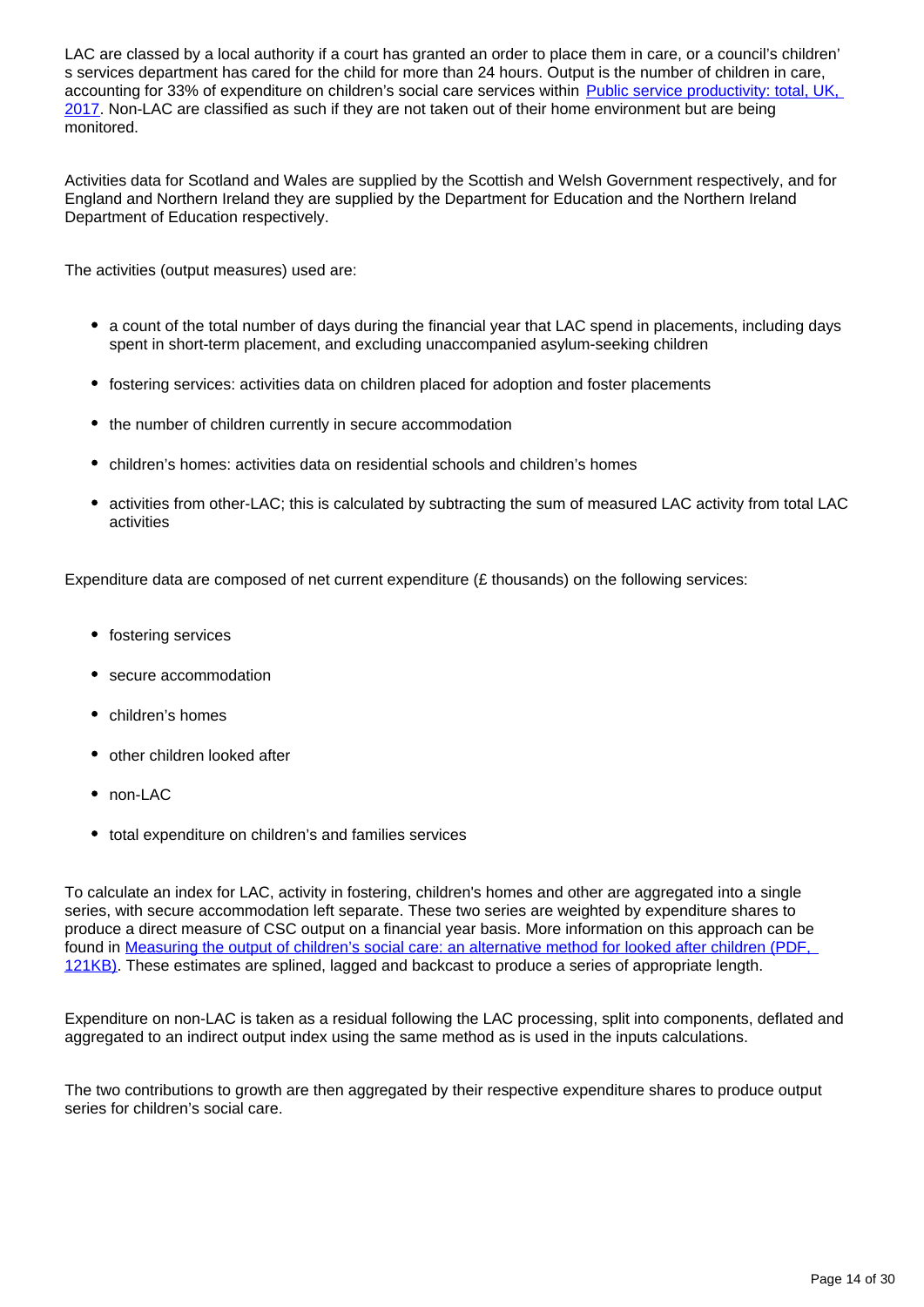LAC are classed by a local authority if a court has granted an order to place them in care, or a council's children's services department has cared for the child for more than 24 hours. Output is the number of children in care, accounting for 33% of expenditure on children's social care services within [Public service productivity: total, UK, 2017](). Non-LAC are classified as such if they are not taken out of their home environment but are being monitored.

Activities data for Scotland and Wales are supplied by the Scottish and Welsh Government respectively, and for England and Northern Ireland they are supplied by the Department for Education and the Northern Ireland Department of Education respectively.

The activities (output measures) used are:

- a count of the total number of days during the financial year that LAC spend in placements, including days spent in short-term placement, and excluding unaccompanied asylum-seeking children
- fostering services: activities data on children placed for adoption and foster placements
- the number of children currently in secure accommodation
- children's homes: activities data on residential schools and children's homes
- activities from other-LAC; this is calculated by subtracting the sum of measured LAC activity from total LAC activities

Expenditure data are composed of net current expenditure (£ thousands) on the following services:

- fostering services
- secure accommodation
- children's homes
- other children looked after
- non-LAC
- total expenditure on children's and families services

To calculate an index for LAC, activity in fostering, children's homes and other are aggregated into a single series, with secure accommodation left separate. These two series are weighted by expenditure shares to produce a direct measure of CSC output on a financial year basis. More information on this approach can be found in [Measuring the output of children's social care: an alternative method for looked after children (PDF, 121KB)](). These estimates are splined, lagged and backcast to produce a series of appropriate length.

Expenditure on non-LAC is taken as a residual following the LAC processing, split into components, deflated and aggregated to an indirect output index using the same method as is used in the inputs calculations.

The two contributions to growth are then aggregated by their respective expenditure shares to produce output series for children's social care.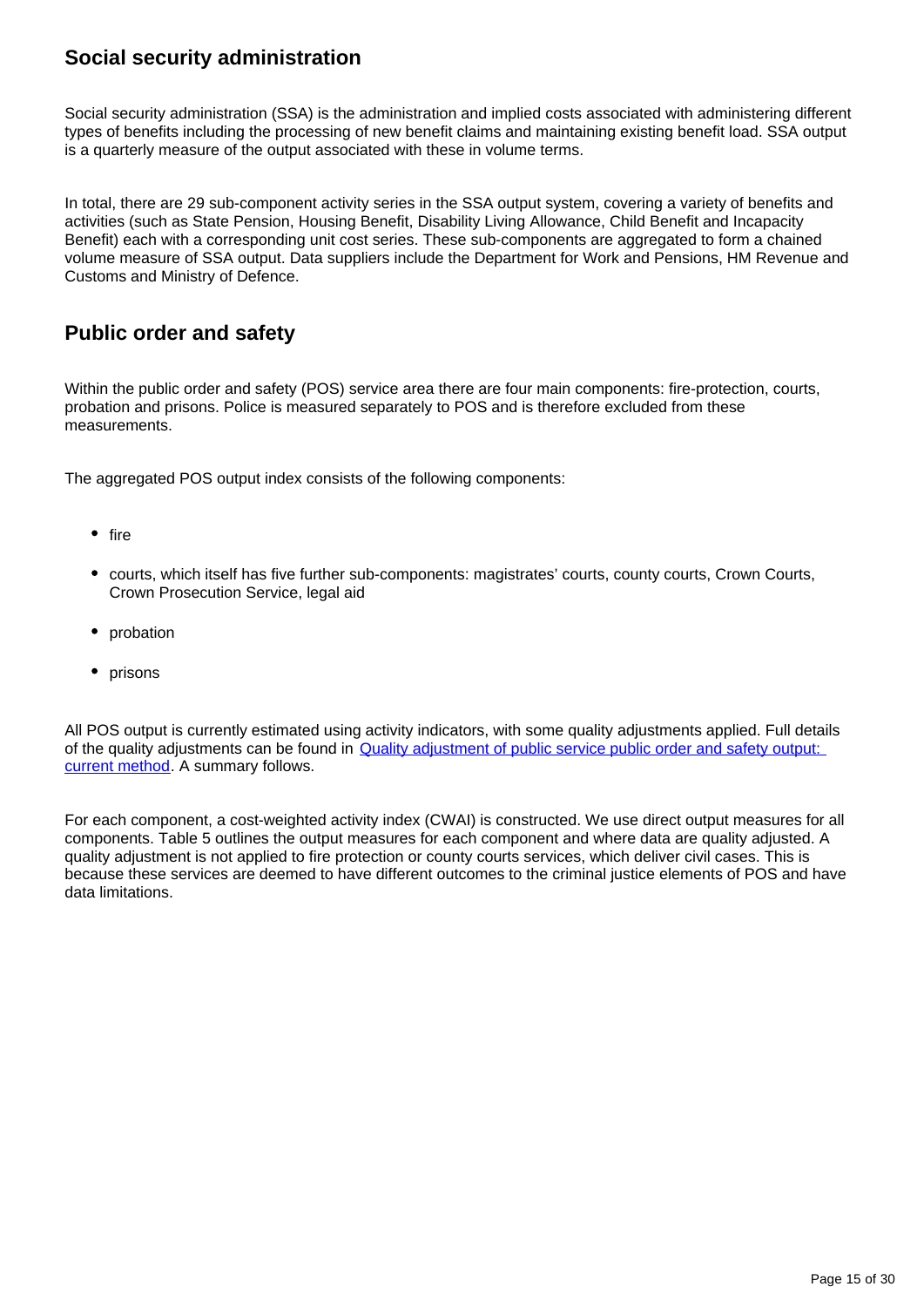## Social security administration

Social security administration (SSA) is the administration and implied costs associated with administering different types of benefits including the processing of new benefit claims and maintaining existing benefit load. SSA output is a quarterly measure of the output associated with these in volume terms.

In total, there are 29 sub-component activity series in the SSA output system, covering a variety of benefits and activities (such as State Pension, Housing Benefit, Disability Living Allowance, Child Benefit and Incapacity Benefit) each with a corresponding unit cost series. These sub-components are aggregated to form a chained volume measure of SSA output. Data suppliers include the Department for Work and Pensions, HM Revenue and Customs and Ministry of Defence.

## Public order and safety

Within the public order and safety (POS) service area there are four main components: fire-protection, courts, probation and prisons. Police is measured separately to POS and is therefore excluded from these measurements.

The aggregated POS output index consists of the following components:

- fire
- courts, which itself has five further sub-components: magistrates' courts, county courts, Crown Courts, Crown Prosecution Service, legal aid
- probation
- prisons

All POS output is currently estimated using activity indicators, with some quality adjustments applied. Full details of the quality adjustments can be found in [Quality adjustment of public service public order and safety output: current method](). A summary follows.

For each component, a cost-weighted activity index (CWAI) is constructed. We use direct output measures for all components. Table 5 outlines the output measures for each component and where data are quality adjusted. A quality adjustment is not applied to fire protection or county courts services, which deliver civil cases. This is because these services are deemed to have different outcomes to the criminal justice elements of POS and have data limitations.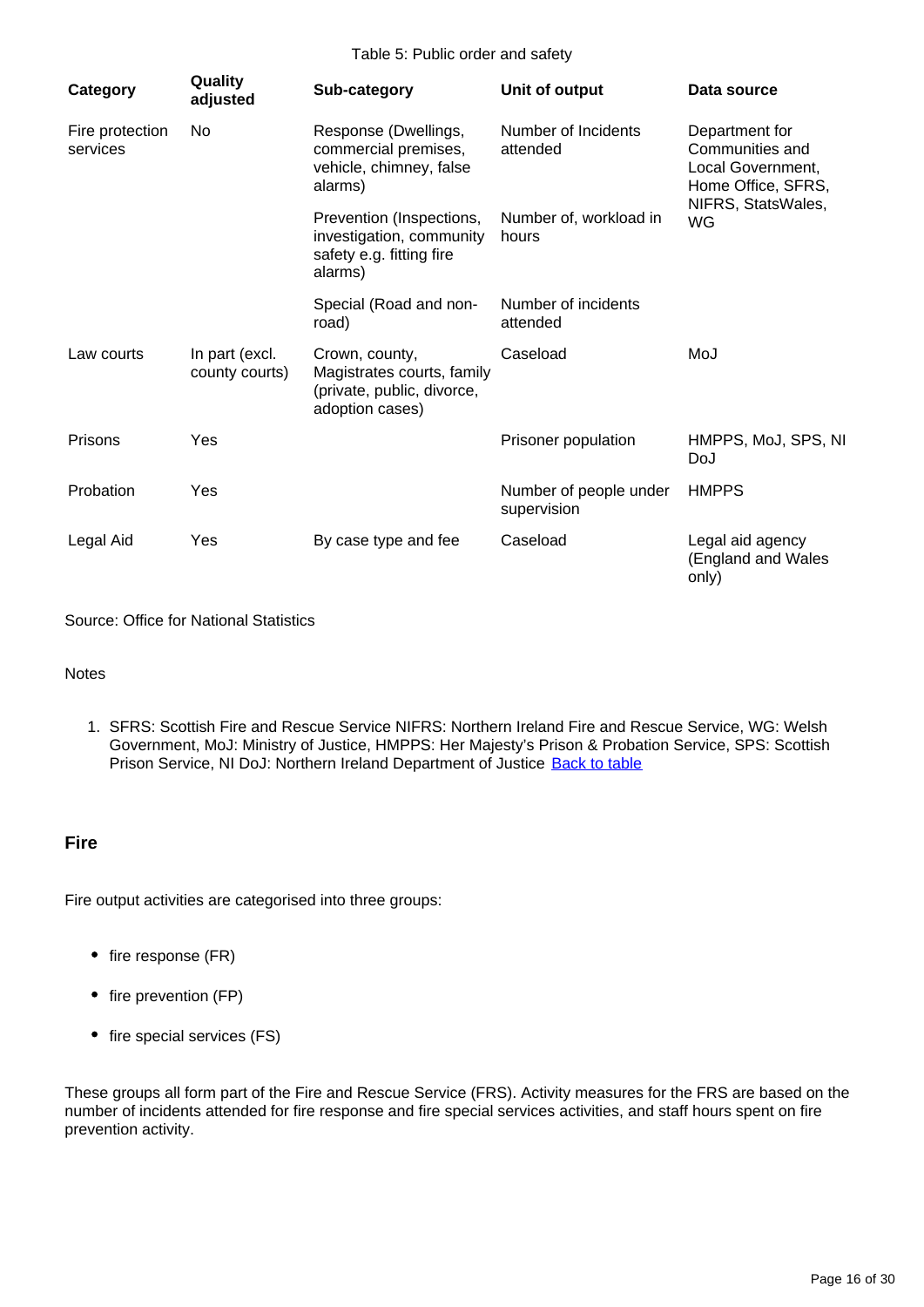Table 5: Public order and safety

| Category | Quality adjusted | Sub-category | Unit of output | Data source |
| --- | --- | --- | --- | --- |
| Fire protection services | No | Response (Dwellings, commercial premises, vehicle, chimney, false alarms) | Number of Incidents attended | Department for Communities and Local Government, Home Office, SFRS, NIFRS, StatsWales, WG |
| | | Prevention (Inspections, investigation, community safety e.g. fitting fire alarms) | Number of, workload in hours | |
| | | Special (Road and non-road) | Number of incidents attended | |
| Law courts | In part (excl. county courts) | Crown, county, Magistrates courts, family (private, public, divorce, adoption cases) | Caseload | MoJ |
| Prisons | Yes | | Prisoner population | HMPPS, MoJ, SPS, NI DoJ |
| Probation | Yes | | Number of people under supervision | HMPPS |
| Legal Aid | Yes | By case type and fee | Caseload | Legal aid agency (England and Wales only) |

Source: Office for National Statistics

Notes

1. SFRS: Scottish Fire and Rescue Service NIFRS: Northern Ireland Fire and Rescue Service, WG: Welsh Government, MoJ: Ministry of Justice, HMPPS: Her Majesty's Prison & Probation Service, SPS: Scottish Prison Service, NI DoJ: Northern Ireland Department of Justice [Back to table]

### Fire

Fire output activities are categorised into three groups:

- fire response (FR)
- fire prevention (FP)
- fire special services (FS)

These groups all form part of the Fire and Rescue Service (FRS). Activity measures for the FRS are based on the number of incidents attended for fire response and fire special services activities, and staff hours spent on fire prevention activity.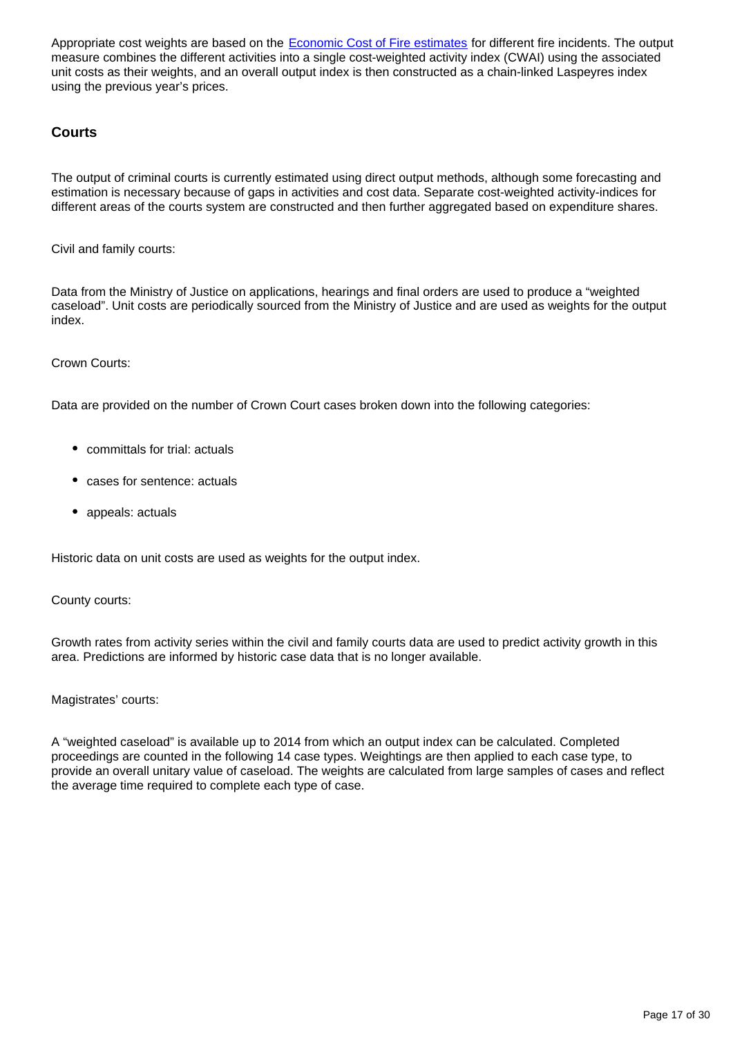Appropriate cost weights are based on the [Economic Cost of Fire estimates](#) for different fire incidents. The output measure combines the different activities into a single cost-weighted activity index (CWAI) using the associated unit costs as their weights, and an overall output index is then constructed as a chain-linked Laspeyres index using the previous year's prices.

### Courts

The output of criminal courts is currently estimated using direct output methods, although some forecasting and estimation is necessary because of gaps in activities and cost data. Separate cost-weighted activity-indices for different areas of the courts system are constructed and then further aggregated based on expenditure shares.

Civil and family courts:

Data from the Ministry of Justice on applications, hearings and final orders are used to produce a "weighted caseload". Unit costs are periodically sourced from the Ministry of Justice and are used as weights for the output index.

Crown Courts:

Data are provided on the number of Crown Court cases broken down into the following categories:

- committals for trial: actuals
- cases for sentence: actuals
- appeals: actuals

Historic data on unit costs are used as weights for the output index.

County courts:

Growth rates from activity series within the civil and family courts data are used to predict activity growth in this area. Predictions are informed by historic case data that is no longer available.

Magistrates' courts:

A "weighted caseload" is available up to 2014 from which an output index can be calculated. Completed proceedings are counted in the following 14 case types. Weightings are then applied to each case type, to provide an overall unitary value of caseload. The weights are calculated from large samples of cases and reflect the average time required to complete each type of case.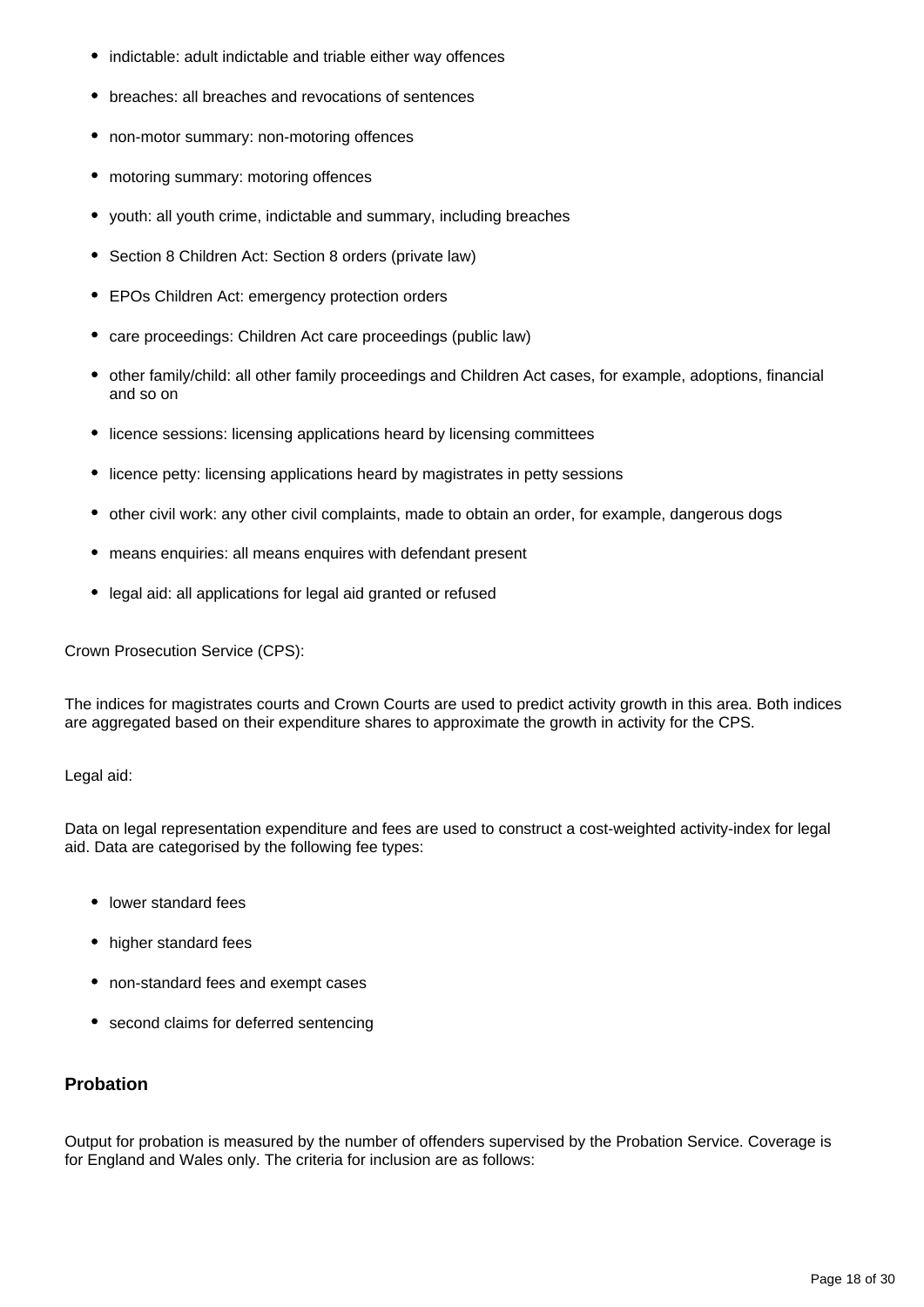- indictable: adult indictable and triable either way offences
- breaches: all breaches and revocations of sentences
- non-motor summary: non-motoring offences
- motoring summary: motoring offences
- youth: all youth crime, indictable and summary, including breaches
- Section 8 Children Act: Section 8 orders (private law)
- EPOs Children Act: emergency protection orders
- care proceedings: Children Act care proceedings (public law)
- other family/child: all other family proceedings and Children Act cases, for example, adoptions, financial and so on
- licence sessions: licensing applications heard by licensing committees
- licence petty: licensing applications heard by magistrates in petty sessions
- other civil work: any other civil complaints, made to obtain an order, for example, dangerous dogs
- means enquiries: all means enquires with defendant present
- legal aid: all applications for legal aid granted or refused

Crown Prosecution Service (CPS):

The indices for magistrates courts and Crown Courts are used to predict activity growth in this area. Both indices are aggregated based on their expenditure shares to approximate the growth in activity for the CPS.

Legal aid:

Data on legal representation expenditure and fees are used to construct a cost-weighted activity-index for legal aid. Data are categorised by the following fee types:

- lower standard fees
- higher standard fees
- non-standard fees and exempt cases
- second claims for deferred sentencing

### Probation

Output for probation is measured by the number of offenders supervised by the Probation Service. Coverage is for England and Wales only. The criteria for inclusion are as follows: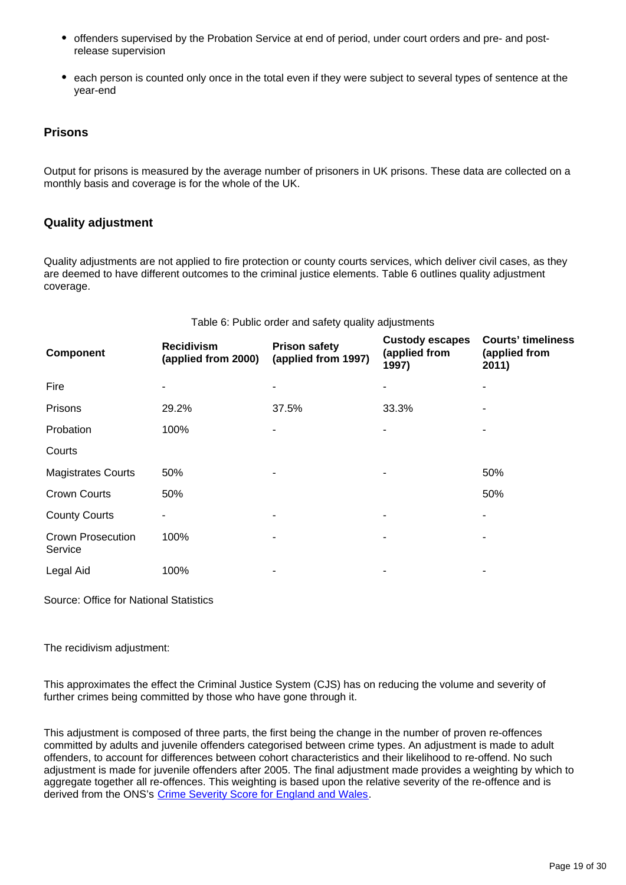- offenders supervised by the Probation Service at end of period, under court orders and pre- and post-release supervision
- each person is counted only once in the total even if they were subject to several types of sentence at the year-end

### Prisons

Output for prisons is measured by the average number of prisoners in UK prisons. These data are collected on a monthly basis and coverage is for the whole of the UK.

### Quality adjustment

Quality adjustments are not applied to fire protection or county courts services, which deliver civil cases, as they are deemed to have different outcomes to the criminal justice elements. Table 6 outlines quality adjustment coverage.

Table 6: Public order and safety quality adjustments

| Component | Recidivism (applied from 2000) | Prison safety (applied from 1997) | Custody escapes (applied from 1997) | Courts' timeliness (applied from 2011) |
|---|---|---|---|---|
| Fire | - | - | - | - |
| Prisons | 29.2% | 37.5% | 33.3% | - |
| Probation | 100% | - | - | - |
| Courts | | | | |
| Magistrates Courts | 50% | - | - | 50% |
| Crown Courts | 50% | | | 50% |
| County Courts | - | - | - | - |
| Crown Prosecution Service | 100% | - | - | - |
| Legal Aid | 100% | - | - | - |

Source: Office for National Statistics

The recidivism adjustment:

This approximates the effect the Criminal Justice System (CJS) has on reducing the volume and severity of further crimes being committed by those who have gone through it.

This adjustment is composed of three parts, the first being the change in the number of proven re-offences committed by adults and juvenile offenders categorised between crime types. An adjustment is made to adult offenders, to account for differences between cohort characteristics and their likelihood to re-offend. No such adjustment is made for juvenile offenders after 2005. The final adjustment made provides a weighting by which to aggregate together all re-offences. This weighting is based upon the relative severity of the re-offence and is derived from the ONS's [Crime Severity Score for England and Wales](#).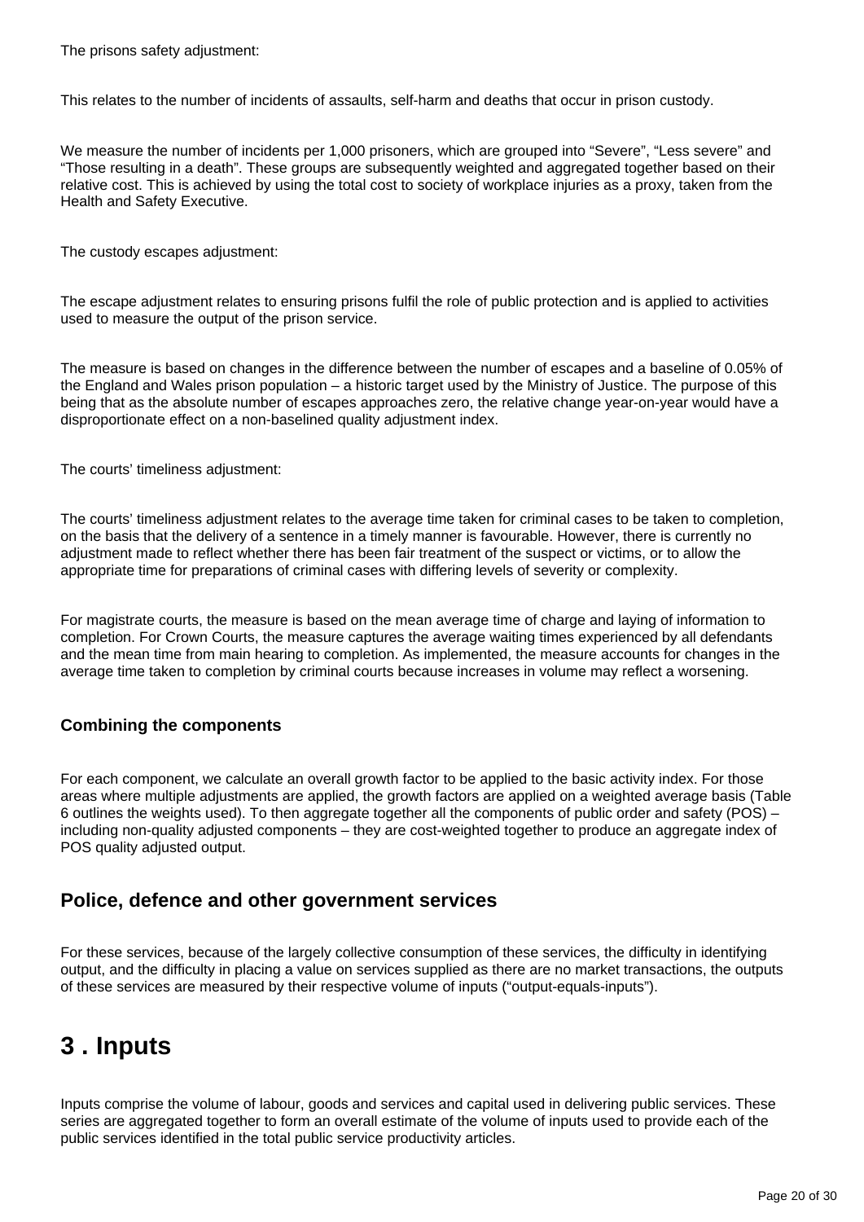The prisons safety adjustment:

This relates to the number of incidents of assaults, self-harm and deaths that occur in prison custody.

We measure the number of incidents per 1,000 prisoners, which are grouped into "Severe", "Less severe" and "Those resulting in a death". These groups are subsequently weighted and aggregated together based on their relative cost. This is achieved by using the total cost to society of workplace injuries as a proxy, taken from the Health and Safety Executive.

The custody escapes adjustment:

The escape adjustment relates to ensuring prisons fulfil the role of public protection and is applied to activities used to measure the output of the prison service.

The measure is based on changes in the difference between the number of escapes and a baseline of 0.05% of the England and Wales prison population – a historic target used by the Ministry of Justice. The purpose of this being that as the absolute number of escapes approaches zero, the relative change year-on-year would have a disproportionate effect on a non-baselined quality adjustment index.

The courts' timeliness adjustment:

The courts' timeliness adjustment relates to the average time taken for criminal cases to be taken to completion, on the basis that the delivery of a sentence in a timely manner is favourable. However, there is currently no adjustment made to reflect whether there has been fair treatment of the suspect or victims, or to allow the appropriate time for preparations of criminal cases with differing levels of severity or complexity.

For magistrate courts, the measure is based on the mean average time of charge and laying of information to completion. For Crown Courts, the measure captures the average waiting times experienced by all defendants and the mean time from main hearing to completion. As implemented, the measure accounts for changes in the average time taken to completion by criminal courts because increases in volume may reflect a worsening.

#### Combining the components

For each component, we calculate an overall growth factor to be applied to the basic activity index. For those areas where multiple adjustments are applied, the growth factors are applied on a weighted average basis (Table 6 outlines the weights used). To then aggregate together all the components of public order and safety (POS) – including non-quality adjusted components – they are cost-weighted together to produce an aggregate index of POS quality adjusted output.

### Police, defence and other government services

For these services, because of the largely collective consumption of these services, the difficulty in identifying output, and the difficulty in placing a value on services supplied as there are no market transactions, the outputs of these services are measured by their respective volume of inputs ("output-equals-inputs").

## 3 . Inputs

Inputs comprise the volume of labour, goods and services and capital used in delivering public services. These series are aggregated together to form an overall estimate of the volume of inputs used to provide each of the public services identified in the total public service productivity articles.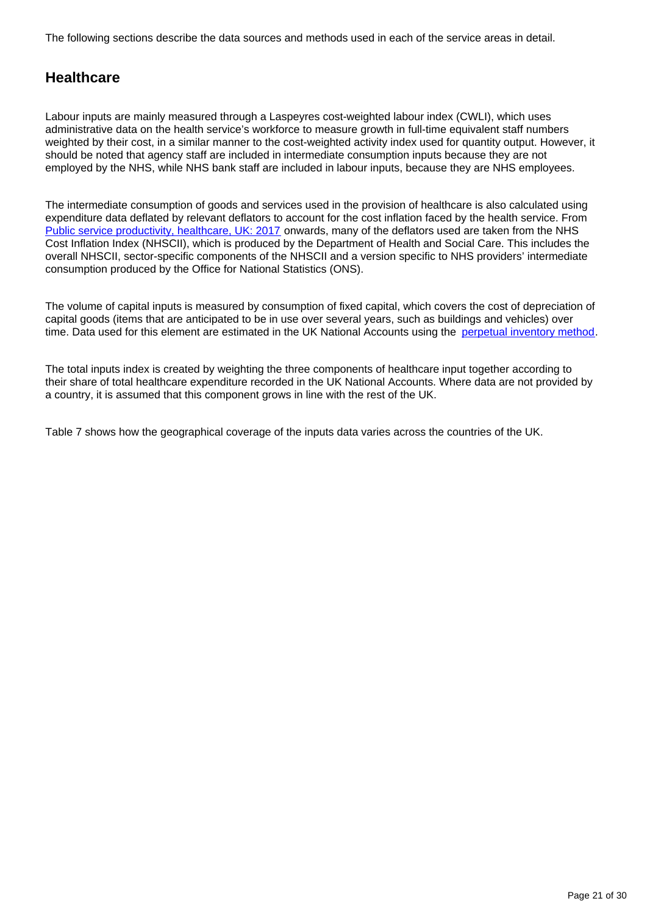The following sections describe the data sources and methods used in each of the service areas in detail.

## Healthcare

Labour inputs are mainly measured through a Laspeyres cost-weighted labour index (CWLI), which uses administrative data on the health service's workforce to measure growth in full-time equivalent staff numbers weighted by their cost, in a similar manner to the cost-weighted activity index used for quantity output. However, it should be noted that agency staff are included in intermediate consumption inputs because they are not employed by the NHS, while NHS bank staff are included in labour inputs, because they are NHS employees.

The intermediate consumption of goods and services used in the provision of healthcare is also calculated using expenditure data deflated by relevant deflators to account for the cost inflation faced by the health service. From [Public service productivity, healthcare, UK: 2017](#) onwards, many of the deflators used are taken from the NHS Cost Inflation Index (NHSCII), which is produced by the Department of Health and Social Care. This includes the overall NHSCII, sector-specific components of the NHSCII and a version specific to NHS providers' intermediate consumption produced by the Office for National Statistics (ONS).

The volume of capital inputs is measured by consumption of fixed capital, which covers the cost of depreciation of capital goods (items that are anticipated to be in use over several years, such as buildings and vehicles) over time. Data used for this element are estimated in the UK National Accounts using the [perpetual inventory method](#).

The total inputs index is created by weighting the three components of healthcare input together according to their share of total healthcare expenditure recorded in the UK National Accounts. Where data are not provided by a country, it is assumed that this component grows in line with the rest of the UK.

Table 7 shows how the geographical coverage of the inputs data varies across the countries of the UK.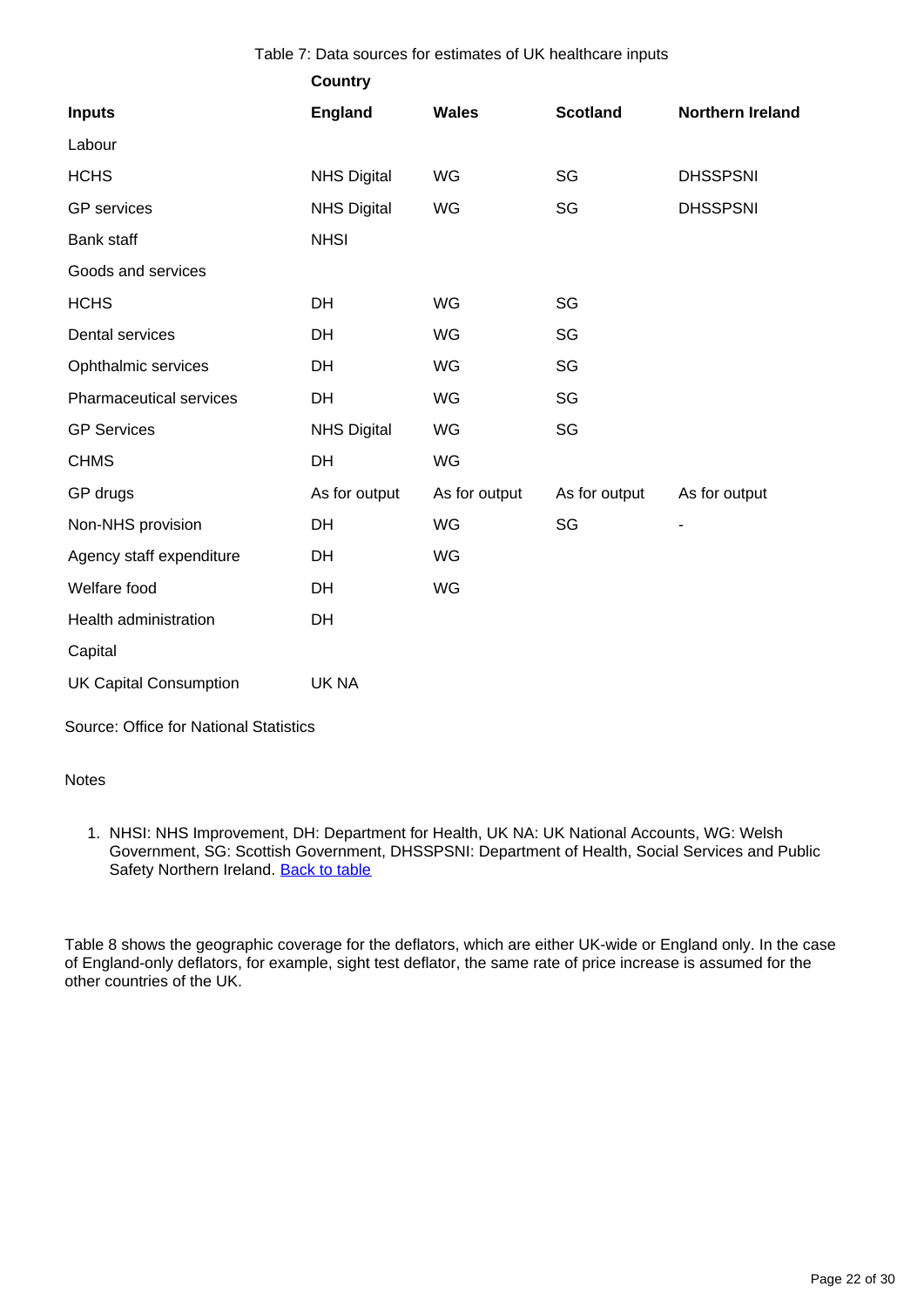Table 7: Data sources for estimates of UK healthcare inputs

| | Country | | | |
|---|---|---|---|---|
| **Inputs** | **England** | **Wales** | **Scotland** | **Northern Ireland** |
| Labour | | | | |
| HCHS | NHS Digital | WG | SG | DHSSPSNI |
| GP services | NHS Digital | WG | SG | DHSSPSNI |
| Bank staff | NHSI | | | |
| Goods and services | | | | |
| HCHS | DH | WG | SG | |
| Dental services | DH | WG | SG | |
| Ophthalmic services | DH | WG | SG | |
| Pharmaceutical services | DH | WG | SG | |
| GP Services | NHS Digital | WG | SG | |
| CHMS | DH | WG | | |
| GP drugs | As for output | As for output | As for output | As for output |
| Non-NHS provision | DH | WG | SG | - |
| Agency staff expenditure | DH | WG | | |
| Welfare food | DH | WG | | |
| Health administration | DH | | | |
| Capital | | | | |
| UK Capital Consumption | UK NA | | | |

Source: Office for National Statistics

Notes

1. NHSI: NHS Improvement, DH: Department for Health, UK NA: UK National Accounts, WG: Welsh Government, SG: Scottish Government, DHSSPSNI: Department of Health, Social Services and Public Safety Northern Ireland. Back to table

Table 8 shows the geographic coverage for the deflators, which are either UK-wide or England only. In the case of England-only deflators, for example, sight test deflator, the same rate of price increase is assumed for the other countries of the UK.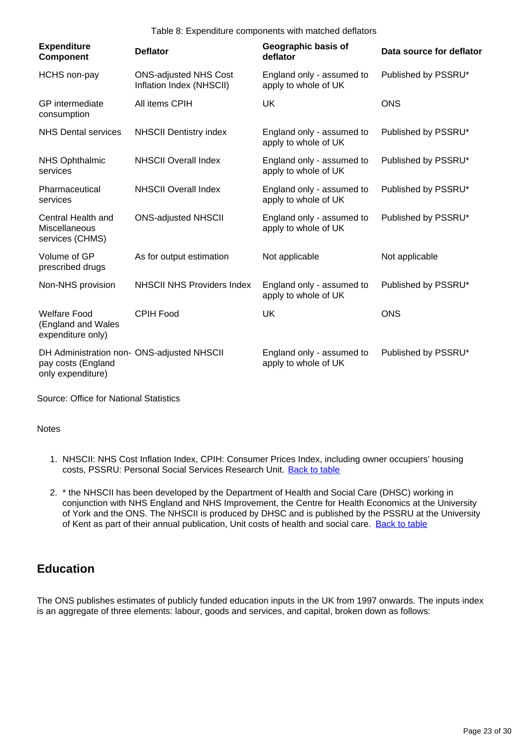Table 8: Expenditure components with matched deflators

| Expenditure Component | Deflator | Geographic basis of deflator | Data source for deflator |
|---|---|---|---|
| HCHS non-pay | ONS-adjusted NHS Cost Inflation Index (NHSCII) | England only - assumed to apply to whole of UK | Published by PSSRU* |
| GP intermediate consumption | All items CPIH | UK | ONS |
| NHS Dental services | NHSCII Dentistry index | England only - assumed to apply to whole of UK | Published by PSSRU* |
| NHS Ophthalmic services | NHSCII Overall Index | England only - assumed to apply to whole of UK | Published by PSSRU* |
| Pharmaceutical services | NHSCII Overall Index | England only - assumed to apply to whole of UK | Published by PSSRU* |
| Central Health and Miscellaneous services (CHMS) | ONS-adjusted NHSCII | England only - assumed to apply to whole of UK | Published by PSSRU* |
| Volume of GP prescribed drugs | As for output estimation | Not applicable | Not applicable |
| Non-NHS provision | NHSCII NHS Providers Index | England only - assumed to apply to whole of UK | Published by PSSRU* |
| Welfare Food (England and Wales expenditure only) | CPIH Food | UK | ONS |
| DH Administration non-pay costs (England only expenditure) | ONS-adjusted NHSCII | England only - assumed to apply to whole of UK | Published by PSSRU* |

Source: Office for National Statistics

Notes

1. NHSCII: NHS Cost Inflation Index, CPIH: Consumer Prices Index, including owner occupiers' housing costs, PSSRU: Personal Social Services Research Unit. Back to table

2. * the NHSCII has been developed by the Department of Health and Social Care (DHSC) working in conjunction with NHS England and NHS Improvement, the Centre for Health Economics at the University of York and the ONS. The NHSCII is produced by DHSC and is published by the PSSRU at the University of Kent as part of their annual publication, Unit costs of health and social care. Back to table

## Education

The ONS publishes estimates of publicly funded education inputs in the UK from 1997 onwards. The inputs index is an aggregate of three elements: labour, goods and services, and capital, broken down as follows: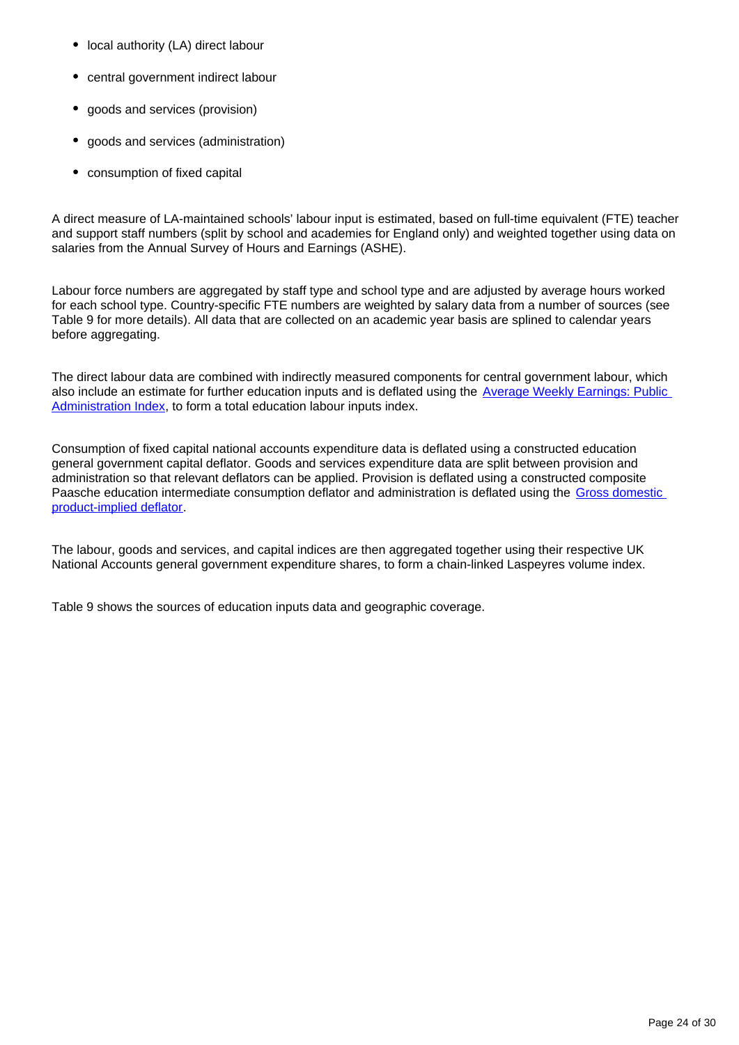- local authority (LA) direct labour
- central government indirect labour
- goods and services (provision)
- goods and services (administration)
- consumption of fixed capital

A direct measure of LA-maintained schools' labour input is estimated, based on full-time equivalent (FTE) teacher and support staff numbers (split by school and academies for England only) and weighted together using data on salaries from the Annual Survey of Hours and Earnings (ASHE).

Labour force numbers are aggregated by staff type and school type and are adjusted by average hours worked for each school type. Country-specific FTE numbers are weighted by salary data from a number of sources (see Table 9 for more details). All data that are collected on an academic year basis are splined to calendar years before aggregating.

The direct labour data are combined with indirectly measured components for central government labour, which also include an estimate for further education inputs and is deflated using the [Average Weekly Earnings: Public Administration Index](), to form a total education labour inputs index.

Consumption of fixed capital national accounts expenditure data is deflated using a constructed education general government capital deflator. Goods and services expenditure data are split between provision and administration so that relevant deflators can be applied. Provision is deflated using a constructed composite Paasche education intermediate consumption deflator and administration is deflated using the [Gross domestic product-implied deflator]().

The labour, goods and services, and capital indices are then aggregated together using their respective UK National Accounts general government expenditure shares, to form a chain-linked Laspeyres volume index.

Table 9 shows the sources of education inputs data and geographic coverage.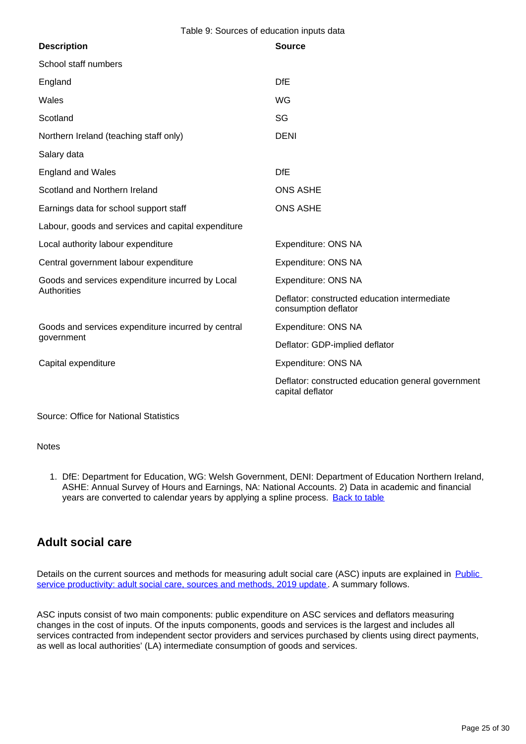Table 9: Sources of education inputs data

| Description | Source |
|---|---|
| School staff numbers | |
| England | DfE |
| Wales | WG |
| Scotland | SG |
| Northern Ireland (teaching staff only) | DENI |
| Salary data | |
| England and Wales | DfE |
| Scotland and Northern Ireland | ONS ASHE |
| Earnings data for school support staff | ONS ASHE |
| Labour, goods and services and capital expenditure | |
| Local authority labour expenditure | Expenditure: ONS NA |
| Central government labour expenditure | Expenditure: ONS NA |
| Goods and services expenditure incurred by Local Authorities | Expenditure: ONS NA |
| | Deflator: constructed education intermediate consumption deflator |
| Goods and services expenditure incurred by central government | Expenditure: ONS NA |
| | Deflator: GDP-implied deflator |
| Capital expenditure | Expenditure: ONS NA |
| | Deflator: constructed education general government capital deflator |

Source: Office for National Statistics

Notes

1. DfE: Department for Education, WG: Welsh Government, DENI: Department of Education Northern Ireland, ASHE: Annual Survey of Hours and Earnings, NA: National Accounts. 2) Data in academic and financial years are converted to calendar years by applying a spline process. Back to table

## Adult social care

Details on the current sources and methods for measuring adult social care (ASC) inputs are explained in Public service productivity: adult social care, sources and methods, 2019 update. A summary follows.

ASC inputs consist of two main components: public expenditure on ASC services and deflators measuring changes in the cost of inputs. Of the inputs components, goods and services is the largest and includes all services contracted from independent sector providers and services purchased by clients using direct payments, as well as local authorities' (LA) intermediate consumption of goods and services.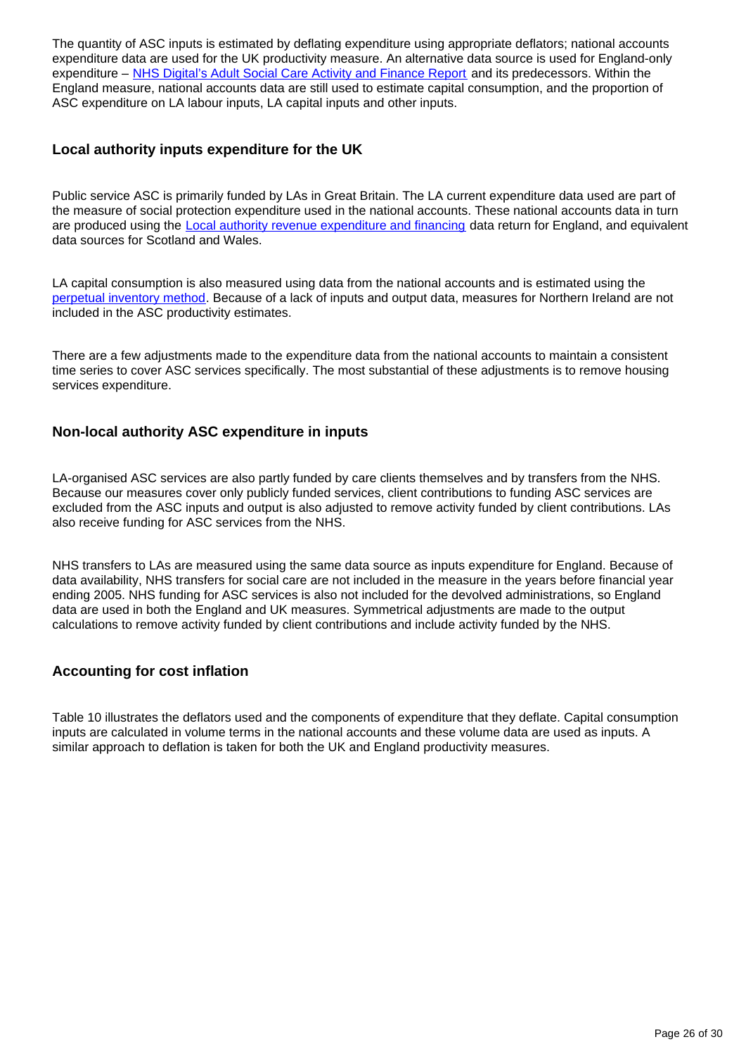The quantity of ASC inputs is estimated by deflating expenditure using appropriate deflators; national accounts expenditure data are used for the UK productivity measure. An alternative data source is used for England-only expenditure – [NHS Digital's Adult Social Care Activity and Finance Report](#) and its predecessors. Within the England measure, national accounts data are still used to estimate capital consumption, and the proportion of ASC expenditure on LA labour inputs, LA capital inputs and other inputs.

### Local authority inputs expenditure for the UK

Public service ASC is primarily funded by LAs in Great Britain. The LA current expenditure data used are part of the measure of social protection expenditure used in the national accounts. These national accounts data in turn are produced using the [Local authority revenue expenditure and financing](#) data return for England, and equivalent data sources for Scotland and Wales.

LA capital consumption is also measured using data from the national accounts and is estimated using the [perpetual inventory method](#). Because of a lack of inputs and output data, measures for Northern Ireland are not included in the ASC productivity estimates.

There are a few adjustments made to the expenditure data from the national accounts to maintain a consistent time series to cover ASC services specifically. The most substantial of these adjustments is to remove housing services expenditure.

### Non-local authority ASC expenditure in inputs

LA-organised ASC services are also partly funded by care clients themselves and by transfers from the NHS. Because our measures cover only publicly funded services, client contributions to funding ASC services are excluded from the ASC inputs and output is also adjusted to remove activity funded by client contributions. LAs also receive funding for ASC services from the NHS.

NHS transfers to LAs are measured using the same data source as inputs expenditure for England. Because of data availability, NHS transfers for social care are not included in the measure in the years before financial year ending 2005. NHS funding for ASC services is also not included for the devolved administrations, so England data are used in both the England and UK measures. Symmetrical adjustments are made to the output calculations to remove activity funded by client contributions and include activity funded by the NHS.

### Accounting for cost inflation

Table 10 illustrates the deflators used and the components of expenditure that they deflate. Capital consumption inputs are calculated in volume terms in the national accounts and these volume data are used as inputs. A similar approach to deflation is taken for both the UK and England productivity measures.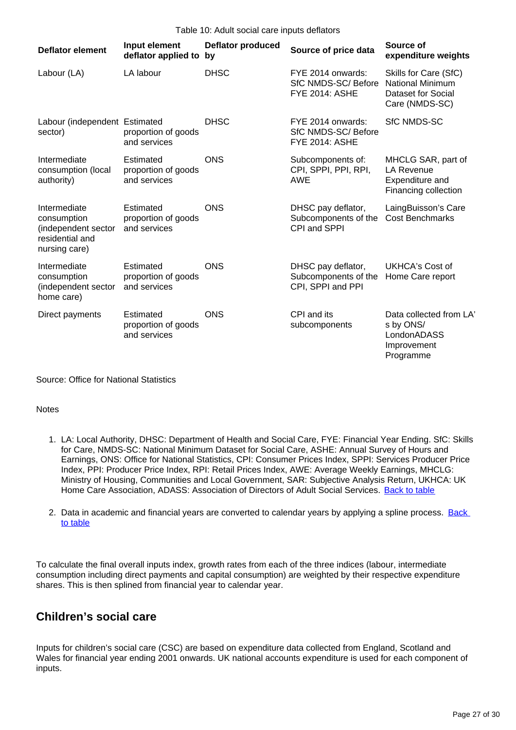Table 10: Adult social care inputs deflators

| Deflator element | Input element deflator applied to | Deflator produced by | Source of price data | Source of expenditure weights |
|---|---|---|---|---|
| Labour (LA) | LA labour | DHSC | FYE 2014 onwards: SfC NMDS-SC/ Before FYE 2014: ASHE | Skills for Care (SfC) National Minimum Dataset for Social Care (NMDS-SC) |
| Labour (independent sector) | Estimated proportion of goods and services | DHSC | FYE 2014 onwards: SfC NMDS-SC/ Before FYE 2014: ASHE | SfC NMDS-SC |
| Intermediate consumption (local authority) | Estimated proportion of goods and services | ONS | Subcomponents of: CPI, SPPI, PPI, RPI, AWE | MHCLG SAR, part of LA Revenue Expenditure and Financing collection |
| Intermediate consumption (independent sector residential and nursing care) | Estimated proportion of goods and services | ONS | DHSC pay deflator, Subcomponents of the CPI and SPPI | LaingBuisson's Care Cost Benchmarks |
| Intermediate consumption (independent sector home care) | Estimated proportion of goods and services | ONS | DHSC pay deflator, Subcomponents of the CPI, SPPI and PPI | UKHCA's Cost of Home Care report |
| Direct payments | Estimated proportion of goods and services | ONS | CPI and its subcomponents | Data collected from LA's by ONS/ LondonADASS Improvement Programme |

Source: Office for National Statistics

Notes

1. LA: Local Authority, DHSC: Department of Health and Social Care, FYE: Financial Year Ending. SfC: Skills for Care, NMDS-SC: National Minimum Dataset for Social Care, ASHE: Annual Survey of Hours and Earnings, ONS: Office for National Statistics, CPI: Consumer Prices Index, SPPI: Services Producer Price Index, PPI: Producer Price Index, RPI: Retail Prices Index, AWE: Average Weekly Earnings, MHCLG: Ministry of Housing, Communities and Local Government, SAR: Subjective Analysis Return, UKHCA: UK Home Care Association, ADASS: Association of Directors of Adult Social Services. Back to table

2. Data in academic and financial years are converted to calendar years by applying a spline process. Back to table

To calculate the final overall inputs index, growth rates from each of the three indices (labour, intermediate consumption including direct payments and capital consumption) are weighted by their respective expenditure shares. This is then splined from financial year to calendar year.

## Children's social care

Inputs for children's social care (CSC) are based on expenditure data collected from England, Scotland and Wales for financial year ending 2001 onwards. UK national accounts expenditure is used for each component of inputs.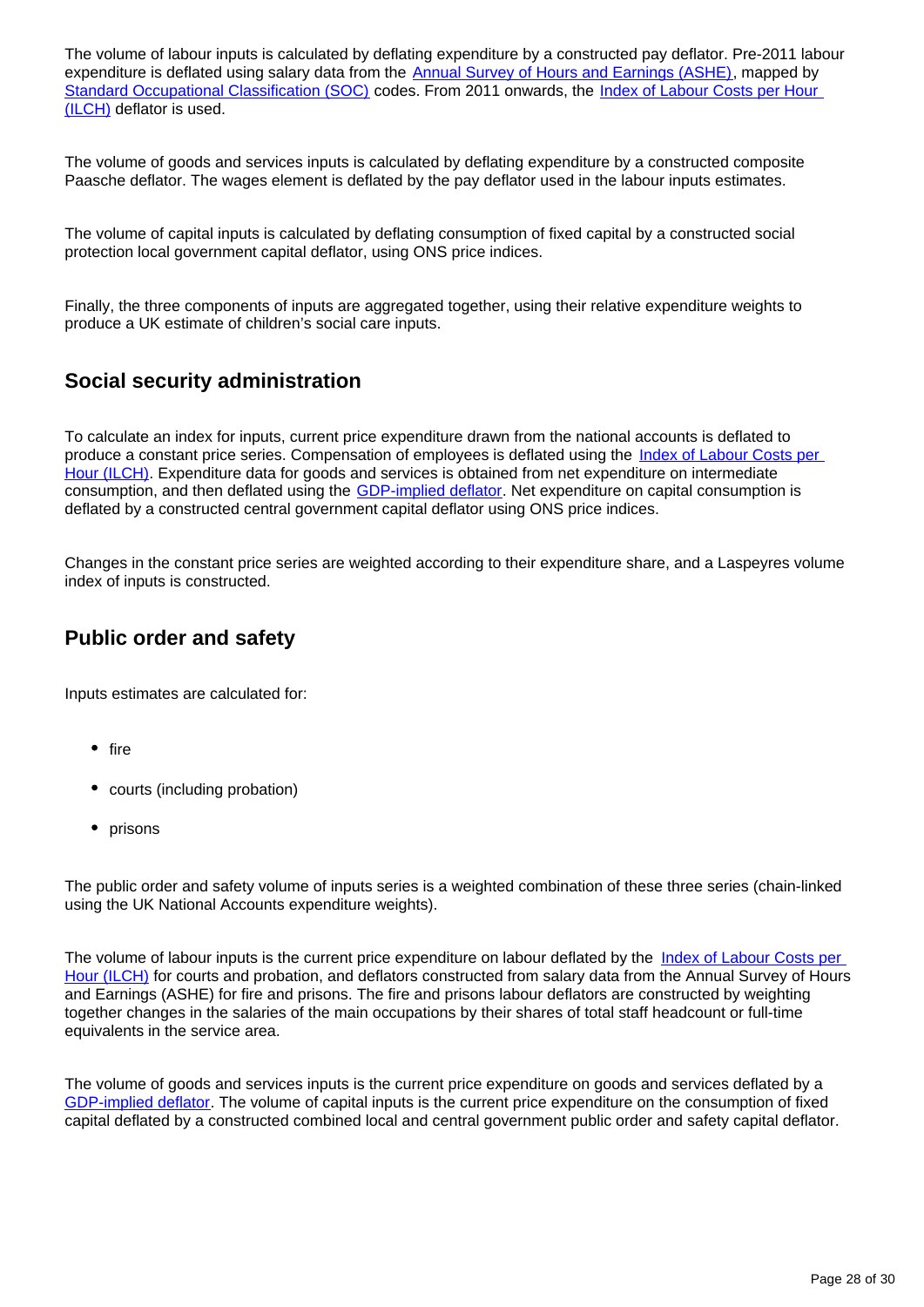The volume of labour inputs is calculated by deflating expenditure by a constructed pay deflator. Pre-2011 labour expenditure is deflated using salary data from the Annual Survey of Hours and Earnings (ASHE), mapped by Standard Occupational Classification (SOC) codes. From 2011 onwards, the Index of Labour Costs per Hour (ILCH) deflator is used.

The volume of goods and services inputs is calculated by deflating expenditure by a constructed composite Paasche deflator. The wages element is deflated by the pay deflator used in the labour inputs estimates.

The volume of capital inputs is calculated by deflating consumption of fixed capital by a constructed social protection local government capital deflator, using ONS price indices.

Finally, the three components of inputs are aggregated together, using their relative expenditure weights to produce a UK estimate of children's social care inputs.

## Social security administration

To calculate an index for inputs, current price expenditure drawn from the national accounts is deflated to produce a constant price series. Compensation of employees is deflated using the Index of Labour Costs per Hour (ILCH). Expenditure data for goods and services is obtained from net expenditure on intermediate consumption, and then deflated using the GDP-implied deflator. Net expenditure on capital consumption is deflated by a constructed central government capital deflator using ONS price indices.

Changes in the constant price series are weighted according to their expenditure share, and a Laspeyres volume index of inputs is constructed.

## Public order and safety

Inputs estimates are calculated for:

- fire
- courts (including probation)
- prisons

The public order and safety volume of inputs series is a weighted combination of these three series (chain-linked using the UK National Accounts expenditure weights).

The volume of labour inputs is the current price expenditure on labour deflated by the Index of Labour Costs per Hour (ILCH) for courts and probation, and deflators constructed from salary data from the Annual Survey of Hours and Earnings (ASHE) for fire and prisons. The fire and prisons labour deflators are constructed by weighting together changes in the salaries of the main occupations by their shares of total staff headcount or full-time equivalents in the service area.

The volume of goods and services inputs is the current price expenditure on goods and services deflated by a GDP-implied deflator. The volume of capital inputs is the current price expenditure on the consumption of fixed capital deflated by a constructed combined local and central government public order and safety capital deflator.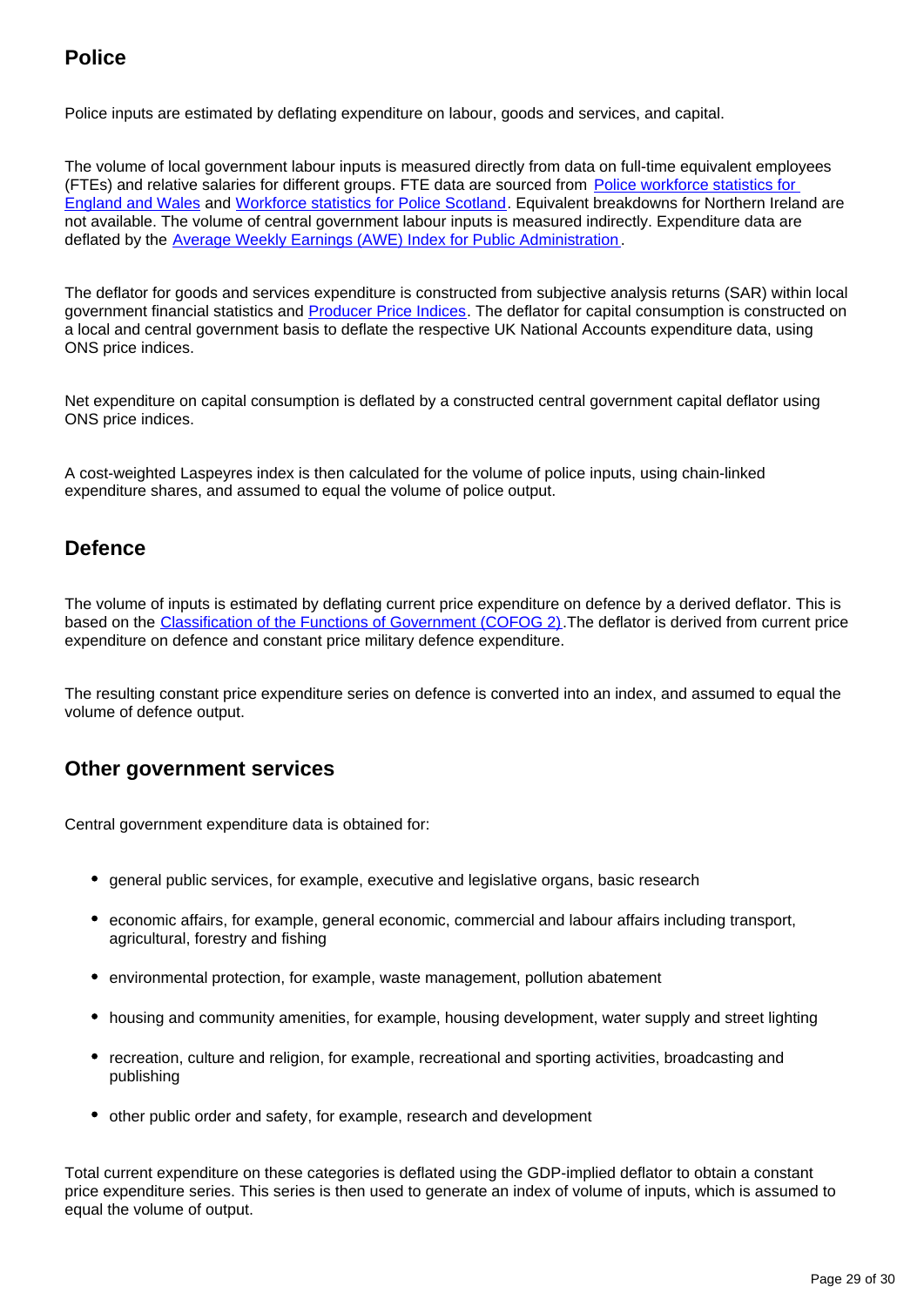## Police

Police inputs are estimated by deflating expenditure on labour, goods and services, and capital.

The volume of local government labour inputs is measured directly from data on full-time equivalent employees (FTEs) and relative salaries for different groups. FTE data are sourced from [Police workforce statistics for England and Wales] and [Workforce statistics for Police Scotland]. Equivalent breakdowns for Northern Ireland are not available. The volume of central government labour inputs is measured indirectly. Expenditure data are deflated by the [Average Weekly Earnings (AWE) Index for Public Administration].

The deflator for goods and services expenditure is constructed from subjective analysis returns (SAR) within local government financial statistics and [Producer Price Indices]. The deflator for capital consumption is constructed on a local and central government basis to deflate the respective UK National Accounts expenditure data, using ONS price indices.

Net expenditure on capital consumption is deflated by a constructed central government capital deflator using ONS price indices.

A cost-weighted Laspeyres index is then calculated for the volume of police inputs, using chain-linked expenditure shares, and assumed to equal the volume of police output.

## Defence

The volume of inputs is estimated by deflating current price expenditure on defence by a derived deflator. This is based on the [Classification of the Functions of Government (COFOG 2)].The deflator is derived from current price expenditure on defence and constant price military defence expenditure.

The resulting constant price expenditure series on defence is converted into an index, and assumed to equal the volume of defence output.

## Other government services

Central government expenditure data is obtained for:

- general public services, for example, executive and legislative organs, basic research
- economic affairs, for example, general economic, commercial and labour affairs including transport, agricultural, forestry and fishing
- environmental protection, for example, waste management, pollution abatement
- housing and community amenities, for example, housing development, water supply and street lighting
- recreation, culture and religion, for example, recreational and sporting activities, broadcasting and publishing
- other public order and safety, for example, research and development

Total current expenditure on these categories is deflated using the GDP-implied deflator to obtain a constant price expenditure series. This series is then used to generate an index of volume of inputs, which is assumed to equal the volume of output.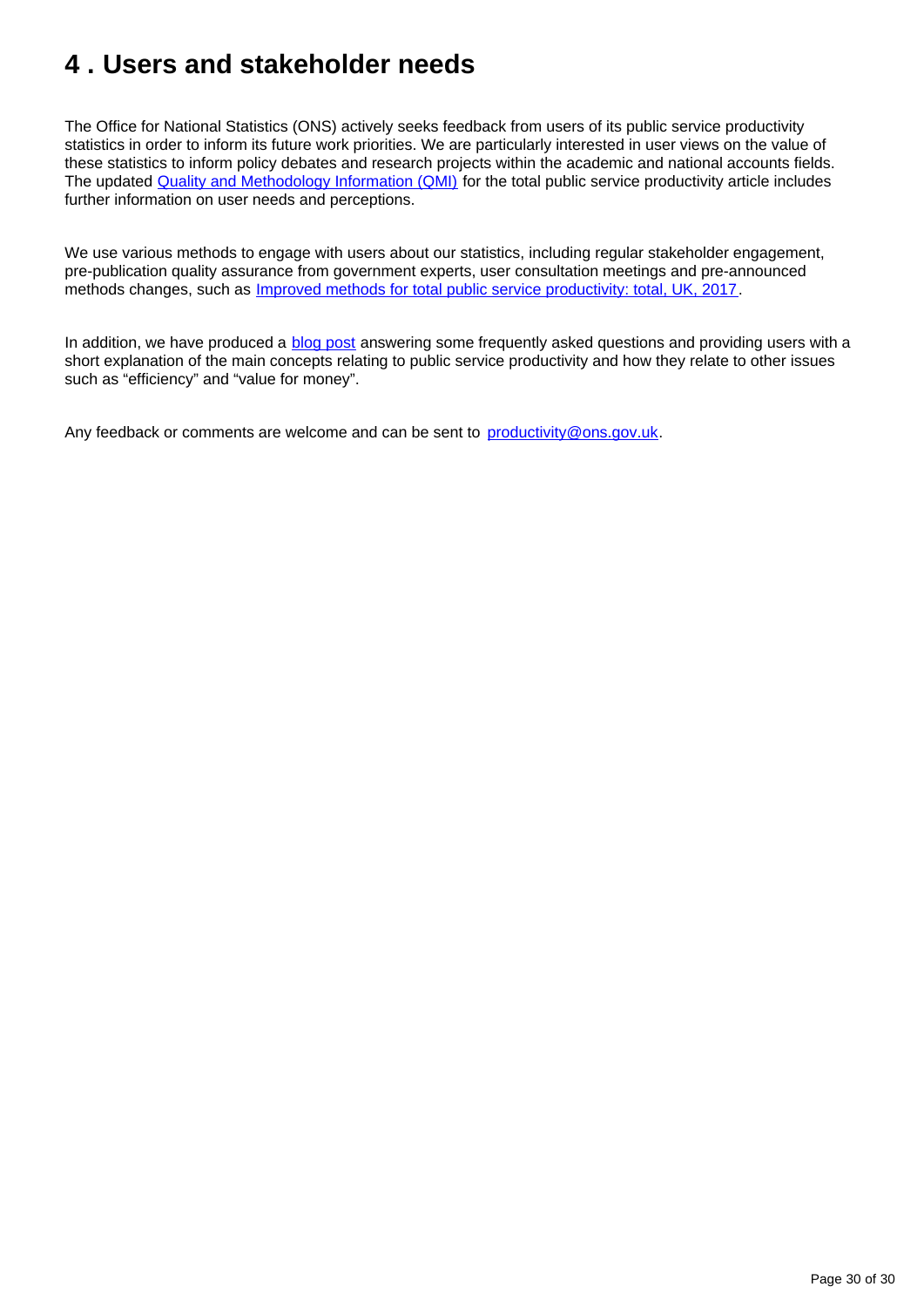## 4 . Users and stakeholder needs

The Office for National Statistics (ONS) actively seeks feedback from users of its public service productivity statistics in order to inform its future work priorities. We are particularly interested in user views on the value of these statistics to inform policy debates and research projects within the academic and national accounts fields. The updated [Quality and Methodology Information (QMI)] for the total public service productivity article includes further information on user needs and perceptions.

We use various methods to engage with users about our statistics, including regular stakeholder engagement, pre-publication quality assurance from government experts, user consultation meetings and pre-announced methods changes, such as [Improved methods for total public service productivity: total, UK, 2017].

In addition, we have produced a [blog post] answering some frequently asked questions and providing users with a short explanation of the main concepts relating to public service productivity and how they relate to other issues such as "efficiency" and "value for money".

Any feedback or comments are welcome and can be sent to productivity@ons.gov.uk.